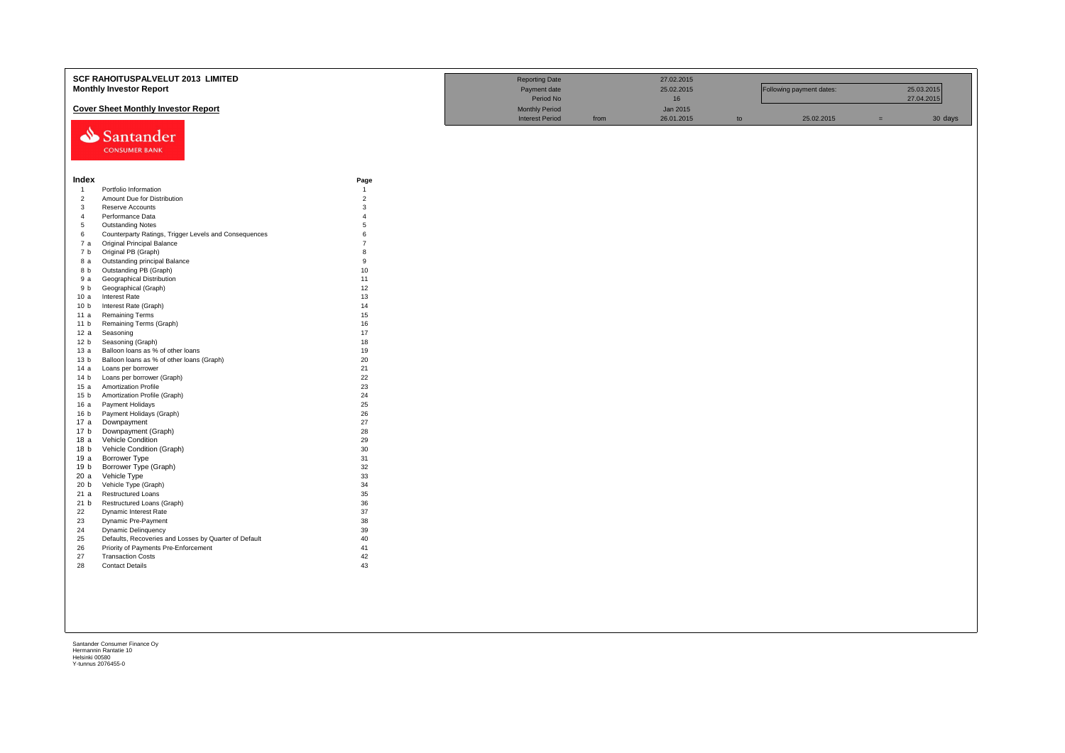# SCF RAHOITUSPALVELUT 2013 LIMITED

## Monthly Investor Report

### Cover Sheet Monthly Investor Report

| | | | | | | | |
|---|---|---|---|---|---|---|---|
| Reporting Date | | 27.02.2015 | | | | | |
| Payment date | | 25.02.2015 | | Following payment dates: | | | 25.03.2015 |
| Period No | | 16 | | | | | 27.04.2015 |
| Monthly Period | | Jan 2015 | | | | | |
| Interest Period | from | 26.01.2015 | to | 25.02.2015 | = | | 30 days |

Santander CONSUMER BANK

| Index | | Page |
|---|---|---|
| 1 | Portfolio Information | 1 |
| 2 | Amount Due for Distribution | 2 |
| 3 | Reserve Accounts | 3 |
| 4 | Performance Data | 4 |
| 5 | Outstanding Notes | 5 |
| 6 | Counterparty Ratings, Trigger Levels and Consequences | 6 |
| 7 a | Original Principal Balance | 7 |
| 7 b | Original PB (Graph) | 8 |
| 8 a | Outstanding principal Balance | 9 |
| 8 b | Outstanding PB (Graph) | 10 |
| 9 a | Geographical Distribution | 11 |
| 9 b | Geographical (Graph) | 12 |
| 10 a | Interest Rate | 13 |
| 10 b | Interest Rate (Graph) | 14 |
| 11 a | Remaining Terms | 15 |
| 11 b | Remaining Terms (Graph) | 16 |
| 12 a | Seasoning | 17 |
| 12 b | Seasoning (Graph) | 18 |
| 13 a | Balloon loans as % of other loans | 19 |
| 13 b | Balloon loans as % of other loans (Graph) | 20 |
| 14 a | Loans per borrower | 21 |
| 14 b | Loans per borrower (Graph) | 22 |
| 15 a | Amortization Profile | 23 |
| 15 b | Amortization Profile (Graph) | 24 |
| 16 a | Payment Holidays | 25 |
| 16 b | Payment Holidays (Graph) | 26 |
| 17 a | Downpayment | 27 |
| 17 b | Downpayment (Graph) | 28 |
| 18 a | Vehicle Condition | 29 |
| 18 b | Vehicle Condition (Graph) | 30 |
| 19 a | Borrower Type | 31 |
| 19 b | Borrower Type (Graph) | 32 |
| 20 a | Vehicle Type | 33 |
| 20 b | Vehicle Type (Graph) | 34 |
| 21 a | Restructured Loans | 35 |
| 21 b | Restructured Loans (Graph) | 36 |
| 22 | Dynamic Interest Rate | 37 |
| 23 | Dynamic Pre-Payment | 38 |
| 24 | Dynamic Delinquency | 39 |
| 25 | Defaults, Recoveries and Losses by Quarter of Default | 40 |
| 26 | Priority of Payments Pre-Enforcement | 41 |
| 27 | Transaction Costs | 42 |
| 28 | Contact Details | 43 |

Santander Consumer Finance Oy
Hermannin Rantatie 10
Helsinki 00580
Y-tunnus 2076455-0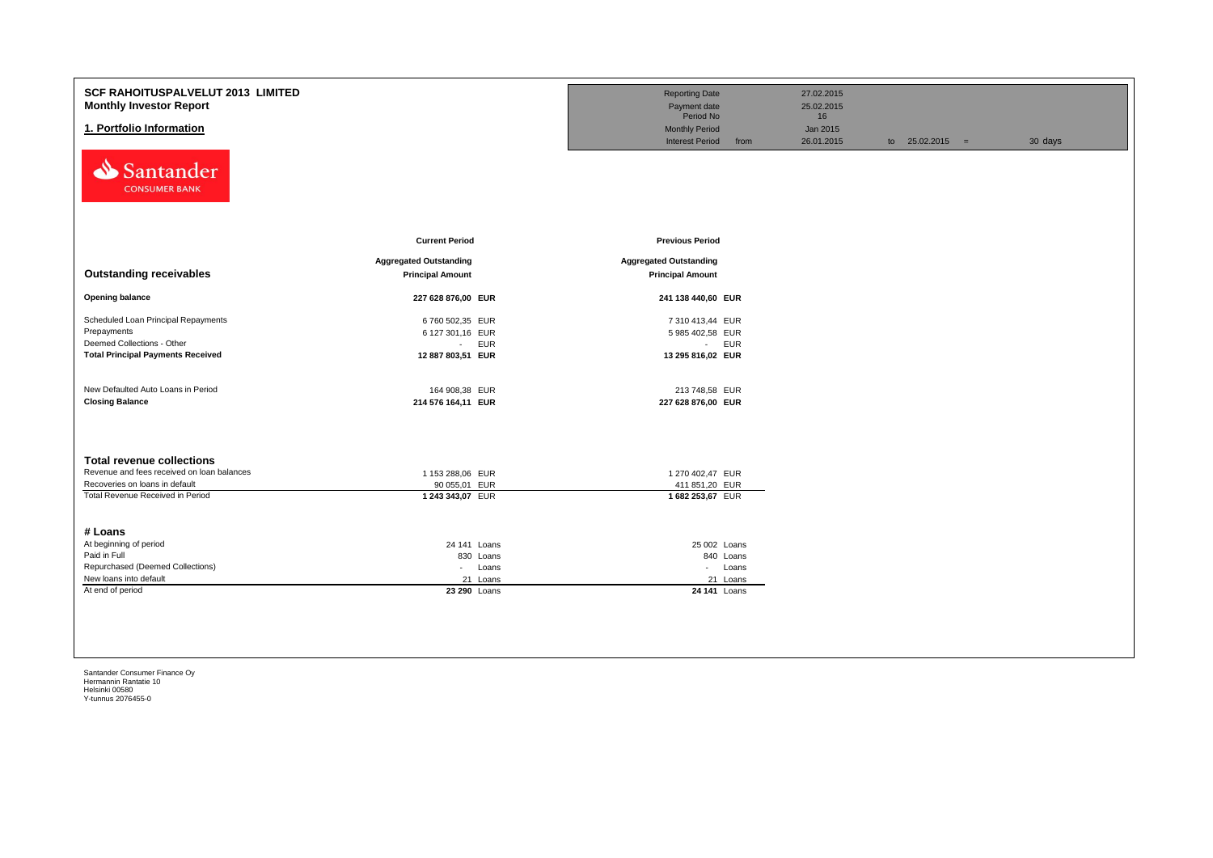# SCF RAHOITUSPALVELUT 2013 LIMITED

## Monthly Investor Report

## 1. Portfolio Information

| | | | | |
|---|---|---|---|---|
| Reporting Date | | 27.02.2015 | | |
| Payment date | | 25.02.2015 | | |
| Period No | | 16 | | |
| Monthly Period | | Jan 2015 | | |
| Interest Period | from | 26.01.2015 | to 25.02.2015 = | 30 days |

| | Current Period | | Previous Period | |
|---|---|---|---|---|
| **Outstanding receivables** | **Aggregated Outstanding Principal Amount** | | **Aggregated Outstanding Principal Amount** | |
| **Opening balance** | **227 628 876,00** | **EUR** | **241 138 440,60** | **EUR** |
| Scheduled Loan Principal Repayments | 6 760 502,35 | EUR | 7 310 413,44 | EUR |
| Prepayments | 6 127 301,16 | EUR | 5 985 402,58 | EUR |
| Deemed Collections - Other | - | EUR | - | EUR |
| **Total Principal Payments Received** | **12 887 803,51** | **EUR** | **13 295 816,02** | **EUR** |
| New Defaulted Auto Loans in Period | 164 908,38 | EUR | 213 748,58 | EUR |
| **Closing Balance** | **214 576 164,11** | **EUR** | **227 628 876,00** | **EUR** |

| **Total revenue collections** | | | | |
|---|---|---|---|---|
| Revenue and fees received on loan balances | 1 153 288,06 | EUR | 1 270 402,47 | EUR |
| Recoveries on loans in default | 90 055,01 | EUR | 411 851,20 | EUR |
| Total Revenue Received in Period | **1 243 343,07** | EUR | **1 682 253,67** | EUR |

| **# Loans** | | | | |
|---|---|---|---|---|
| At beginning of period | 24 141 | Loans | 25 002 | Loans |
| Paid in Full | 830 | Loans | 840 | Loans |
| Repurchased (Deemed Collections) | - | Loans | - | Loans |
| New loans into default | 21 | Loans | 21 | Loans |
| At end of period | **23 290** | Loans | **24 141** | Loans |

Santander Consumer Finance Oy
Hermannin Rantatie 10
Helsinki 00580
Y-tunnus 2076455-0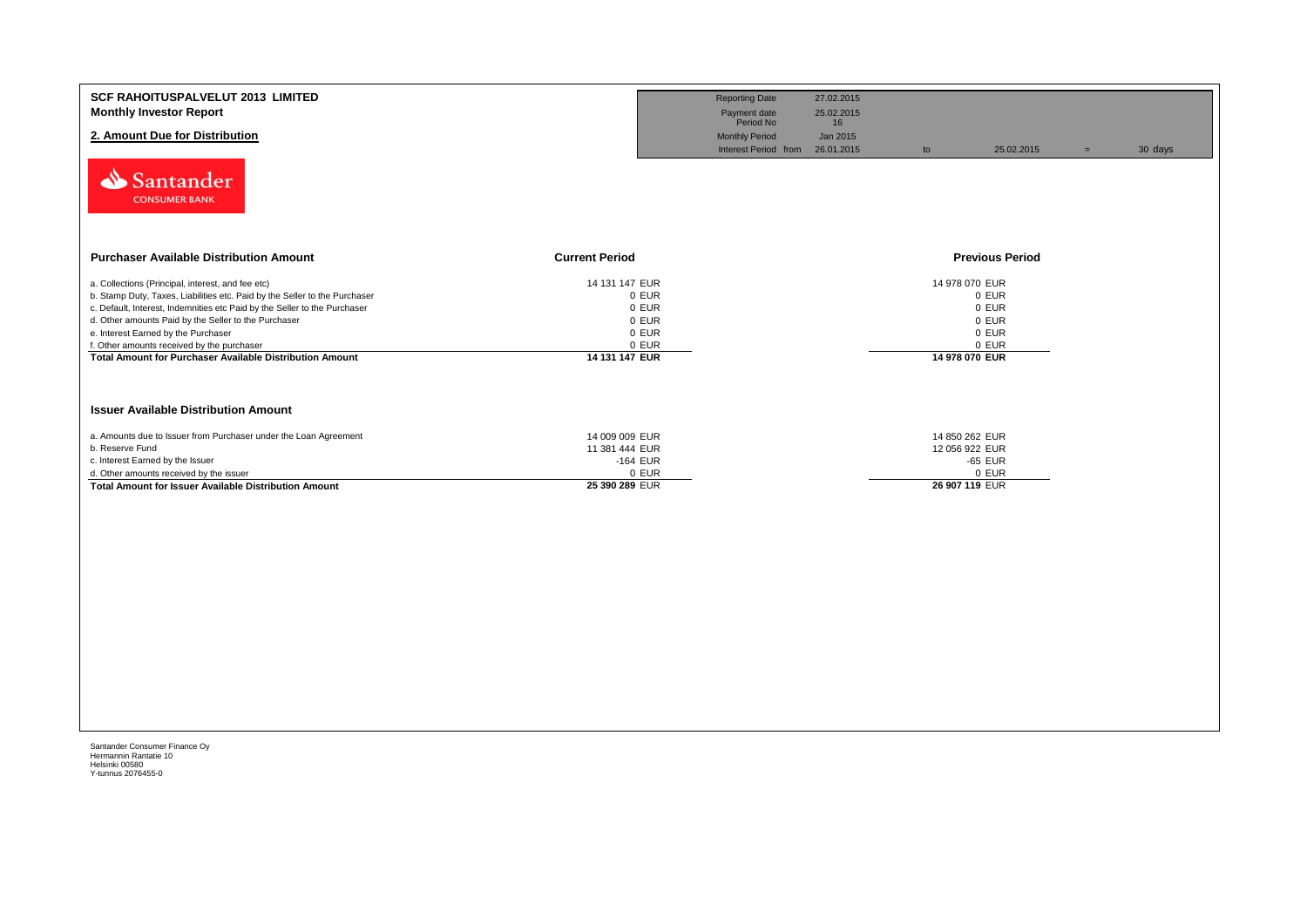# SCF RAHOITUSPALVELUT 2013 LIMITED

**Monthly Investor Report**

## 2. Amount Due for Distribution

| Reporting Date | 27.02.2015 | | | | |
|---|---|---|---|---|---|
| Payment date | 25.02.2015 | | | | |
| Period No | 16 | | | | |
| Monthly Period | Jan 2015 | | | | |
| Interest Period from | 26.01.2015 | to | 25.02.2015 | = | 30 days |

Santander CONSUMER BANK

| Purchaser Available Distribution Amount | Current Period | Previous Period |
|---|---|---|
| a. Collections (Principal, interest, and fee etc) | 14 131 147 EUR | 14 978 070 EUR |
| b. Stamp Duty, Taxes, Liabilities etc. Paid by the Seller to the Purchaser | 0 EUR | 0 EUR |
| c. Default, Interest, Indemnities etc Paid by the Seller to the Purchaser | 0 EUR | 0 EUR |
| d. Other amounts Paid by the Seller to the Purchaser | 0 EUR | 0 EUR |
| e. Interest Earned by the Purchaser | 0 EUR | 0 EUR |
| f. Other amounts received by the purchaser | 0 EUR | 0 EUR |
| **Total Amount for Purchaser Available Distribution Amount** | **14 131 147 EUR** | **14 978 070 EUR** |

| Issuer Available Distribution Amount | Current Period | Previous Period |
|---|---|---|
| a. Amounts due to Issuer from Purchaser under the Loan Agreement | 14 009 009 EUR | 14 850 262 EUR |
| b. Reserve Fund | 11 381 444 EUR | 12 056 922 EUR |
| c. Interest Earned by the Issuer | -164 EUR | -65 EUR |
| d. Other amounts received by the issuer | 0 EUR | 0 EUR |
| **Total Amount for Issuer Available Distribution Amount** | **25 390 289 EUR** | **26 907 119 EUR** |

Santander Consumer Finance Oy
Hermannin Rantatie 10
Helsinki 00580
Y-tunnus 2076455-0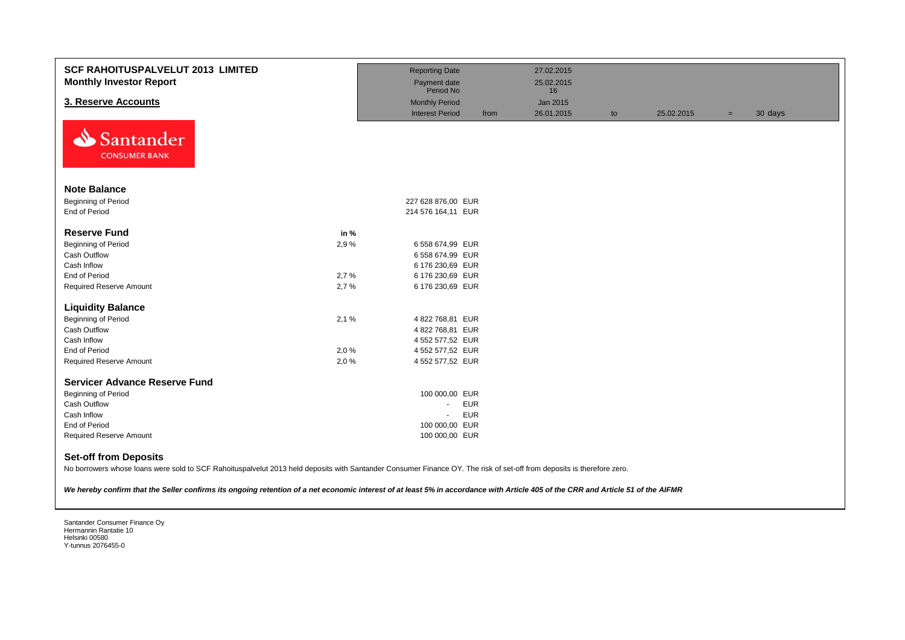# SCF RAHOITUSPALVELUT 2013 LIMITED
## Monthly Investor Report

## 3. Reserve Accounts

| | | | | | | |
|---|---|---|---|---|---|---|
| Reporting Date | | 27.02.2015 | | | | |
| Payment date | | 25.02.2015 | | | | |
| Period No | | 16 | | | | |
| Monthly Period | | Jan 2015 | | | | |
| Interest Period | from | 26.01.2015 | to | 25.02.2015 | = | 30 days |

Santander CONSUMER BANK

### Note Balance

| | | |
|---|---|---|
| Beginning of Period | 227 628 876,00 | EUR |
| End of Period | 214 576 164,11 | EUR |

### Reserve Fund

| | in % | | |
|---|---|---|---|
| Beginning of Period | 2,9 % | 6 558 674,99 | EUR |
| Cash Outflow | | 6 558 674,99 | EUR |
| Cash Inflow | | 6 176 230,69 | EUR |
| End of Period | 2,7 % | 6 176 230,69 | EUR |
| Required Reserve Amount | 2,7 % | 6 176 230,69 | EUR |

### Liquidity Balance

| | in % | | |
|---|---|---|---|
| Beginning of Period | 2,1 % | 4 822 768,81 | EUR |
| Cash Outflow | | 4 822 768,81 | EUR |
| Cash Inflow | | 4 552 577,52 | EUR |
| End of Period | 2,0 % | 4 552 577,52 | EUR |
| Required Reserve Amount | 2,0 % | 4 552 577,52 | EUR |

### Servicer Advance Reserve Fund

| | | |
|---|---|---|
| Beginning of Period | 100 000,00 | EUR |
| Cash Outflow | - | EUR |
| Cash Inflow | - | EUR |
| End of Period | 100 000,00 | EUR |
| Required Reserve Amount | 100 000,00 | EUR |

### Set-off from Deposits

No borrowers whose loans were sold to SCF Rahoituspalvelut 2013 held deposits with Santander Consumer Finance OY. The risk of set-off from deposits is therefore zero.

***We hereby confirm that the Seller confirms its ongoing retention of a net economic interest of at least 5% in accordance with Article 405 of the CRR and Article 51 of the AIFMR***

Santander Consumer Finance Oy
Hermannin Rantatie 10
Helsinki 00580
Y-tunnus 2076455-0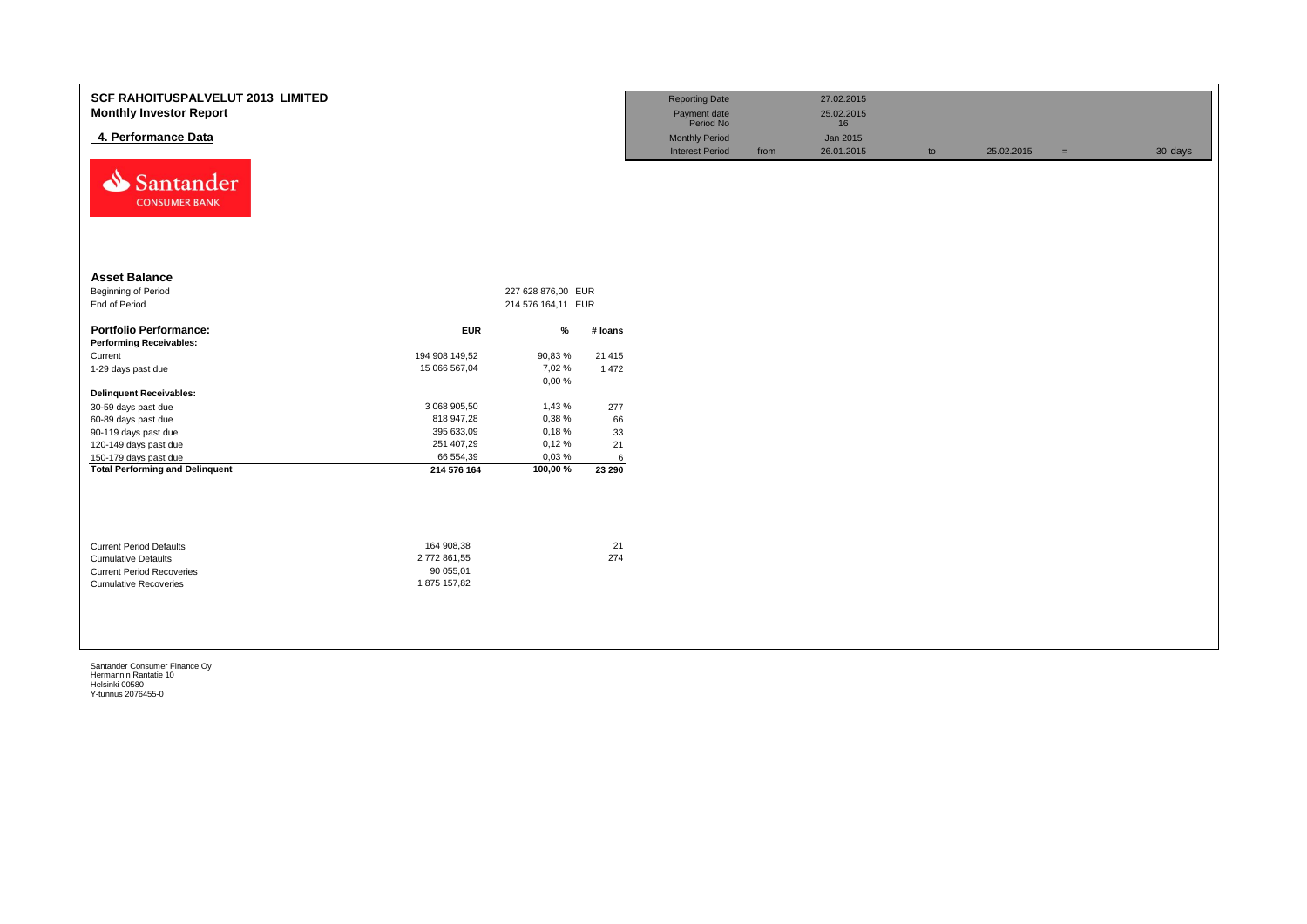# SCF RAHOITUSPALVELUT 2013 LIMITED

## Monthly Investor Report

### 4. Performance Data

| Reporting Date | | 27.02.2015 | | | | |
|---|---|---|---|---|---|---|
| Payment date | | 25.02.2015 | | | | |
| Period No | | 16 | | | | |
| Monthly Period | | Jan 2015 | | | | |
| Interest Period | from | 26.01.2015 | to | 25.02.2015 | = | 30 days |

**Asset Balance**

| | | |
|---|---|---|
| Beginning of Period | 227 628 876,00 | EUR |
| End of Period | 214 576 164,11 | EUR |

| **Portfolio Performance:** | **EUR** | **%** | **# loans** |
|---|---|---|---|
| **Performing Receivables:** | | | |
| Current | 194 908 149,52 | 90,83 % | 21 415 |
| 1-29 days past due | 15 066 567,04 | 7,02 % | 1 472 |
| | | 0,00 % | |
| **Delinquent Receivables:** | | | |
| 30-59 days past due | 3 068 905,50 | 1,43 % | 277 |
| 60-89 days past due | 818 947,28 | 0,38 % | 66 |
| 90-119 days past due | 395 633,09 | 0,18 % | 33 |
| 120-149 days past due | 251 407,29 | 0,12 % | 21 |
| 150-179 days past due | 66 554,39 | 0,03 % | 6 |
| **Total Performing and Delinquent** | **214 576 164** | **100,00 %** | **23 290** |

| | | |
|---|---|---|
| Current Period Defaults | 164 908,38 | 21 |
| Cumulative Defaults | 2 772 861,55 | 274 |
| Current Period Recoveries | 90 055,01 | |
| Cumulative Recoveries | 1 875 157,82 | |

Santander Consumer Finance Oy
Hermannin Rantatie 10
Helsinki 00580
Y-tunnus 2076455-0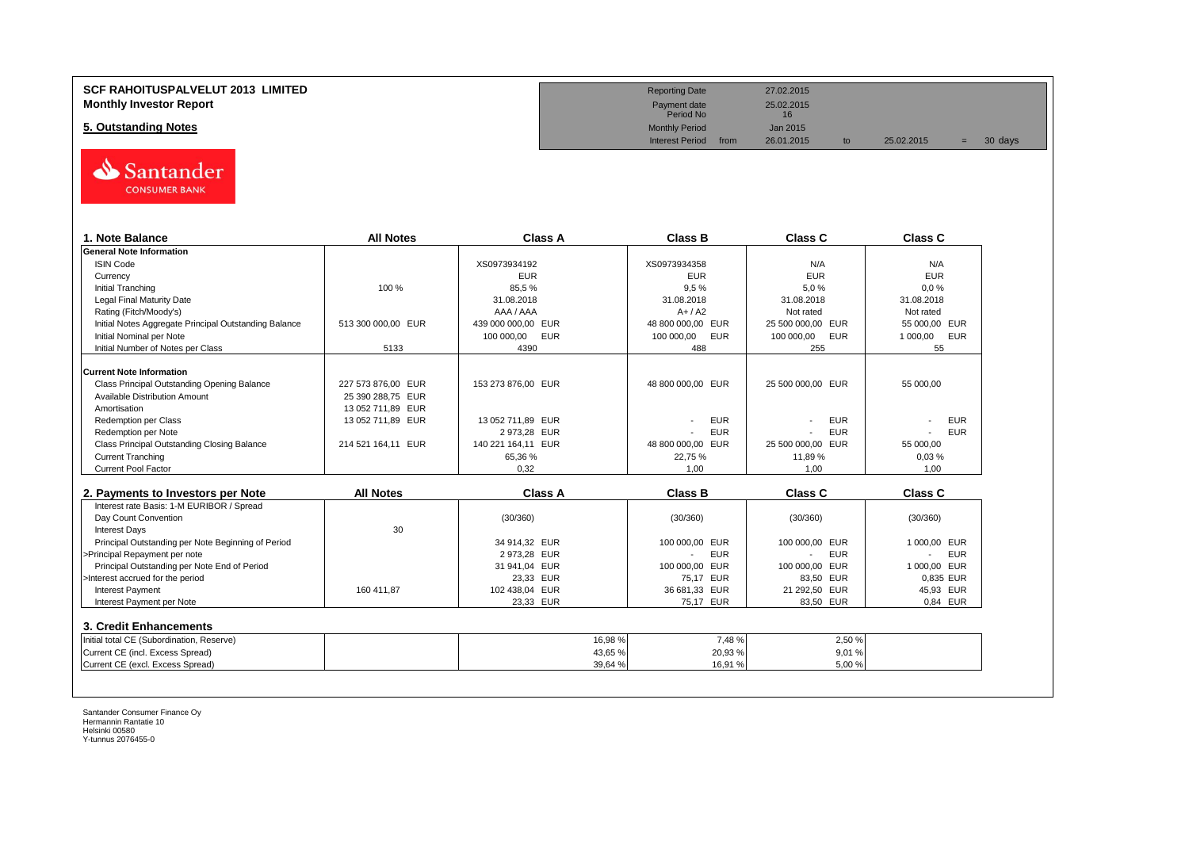# SCF RAHOITUSPALVELUT 2013 LIMITED
## Monthly Investor Report

## 5. Outstanding Notes

| | | | | | |
|---|---|---|---|---|---|
| Reporting Date | 27.02.2015 | | | | |
| Payment date | 25.02.2015 | | | | |
| Period No | 16 | | | | |
| Monthly Period | Jan 2015 | | | | |
| Interest Period from | 26.01.2015 | to | 25.02.2015 | = | 30 days |

### 1. Note Balance

| 1. Note Balance | All Notes | Class A | Class B | Class C | Class C |
|---|---|---|---|---|---|
| **General Note Information** | | | | | |
| ISIN Code | | XS0973934192 | XS0973934358 | N/A | N/A |
| Currency | | EUR | EUR | EUR | EUR |
| Initial Tranching | 100 % | 85,5 % | 9,5 % | 5,0 % | 0,0 % |
| Legal Final Maturity Date | | 31.08.2018 | 31.08.2018 | 31.08.2018 | 31.08.2018 |
| Rating (Fitch/Moody's) | | AAA / AAA | A+ / A2 | Not rated | Not rated |
| Initial Notes Aggregate Principal Outstanding Balance | 513 300 000,00 EUR | 439 000 000,00 EUR | 48 800 000,00 EUR | 25 500 000,00 EUR | 55 000,00 EUR |
| Initial Nominal per Note | | 100 000,00 EUR | 100 000,00 EUR | 100 000,00 EUR | 1 000,00 EUR |
| Initial Number of Notes per Class | 5133 | 4390 | 488 | 255 | 55 |
| **Current Note Information** | | | | | |
| Class Principal Outstanding Opening Balance | 227 573 876,00 EUR | 153 273 876,00 EUR | 48 800 000,00 EUR | 25 500 000,00 EUR | 55 000,00 |
| Available Distribution Amount | 25 390 288,75 EUR | | | | |
| Amortisation | 13 052 711,89 EUR | | | | |
| Redemption per Class | 13 052 711,89 EUR | 13 052 711,89 EUR | - EUR | - EUR | - EUR |
| Redemption per Note | | 2 973,28 EUR | - EUR | - EUR | - EUR |
| Class Principal Outstanding Closing Balance | 214 521 164,11 EUR | 140 221 164,11 EUR | 48 800 000,00 EUR | 25 500 000,00 EUR | 55 000,00 |
| Current Tranching | | 65,36 % | 22,75 % | 11,89 % | 0,03 % |
| Current Pool Factor | | 0,32 | 1,00 | 1,00 | 1,00 |

### 2. Payments to Investors per Note

| 2. Payments to Investors per Note | All Notes | Class A | Class B | Class C | Class C |
|---|---|---|---|---|---|
| Interest rate Basis: 1-M EURIBOR / Spread | | | | | |
| Day Count Convention | | (30/360) | (30/360) | (30/360) | (30/360) |
| Interest Days | 30 | | | | |
| Principal Outstanding per Note Beginning of Period | | 34 914,32 EUR | 100 000,00 EUR | 100 000,00 EUR | 1 000,00 EUR |
| >Principal Repayment per note | | 2 973,28 EUR | - EUR | - EUR | - EUR |
| Principal Outstanding per Note End of Period | | 31 941,04 EUR | 100 000,00 EUR | 100 000,00 EUR | 1 000,00 EUR |
| >Interest accrued for the period | | 23,33 EUR | 75,17 EUR | 83,50 EUR | 0,835 EUR |
| Interest Payment | 160 411,87 | 102 438,04 EUR | 36 681,33 EUR | 21 292,50 EUR | 45,93 EUR |
| Interest Payment per Note | | 23,33 EUR | 75,17 EUR | 83,50 EUR | 0,84 EUR |

### 3. Credit Enhancements

| 3. Credit Enhancements | | Class A | Class B | Class C | |
|---|---|---|---|---|---|
| Initial total CE (Subordination, Reserve) | | 16,98 % | 7,48 % | 2,50 % | |
| Current CE (incl. Excess Spread) | | 43,65 % | 20,93 % | 9,01 % | |
| Current CE (excl. Excess Spread) | | 39,64 % | 16,91 % | 5,00 % | |

Santander Consumer Finance Oy
Hermannin Rantatie 10
Helsinki 00580
Y-tunnus 2076455-0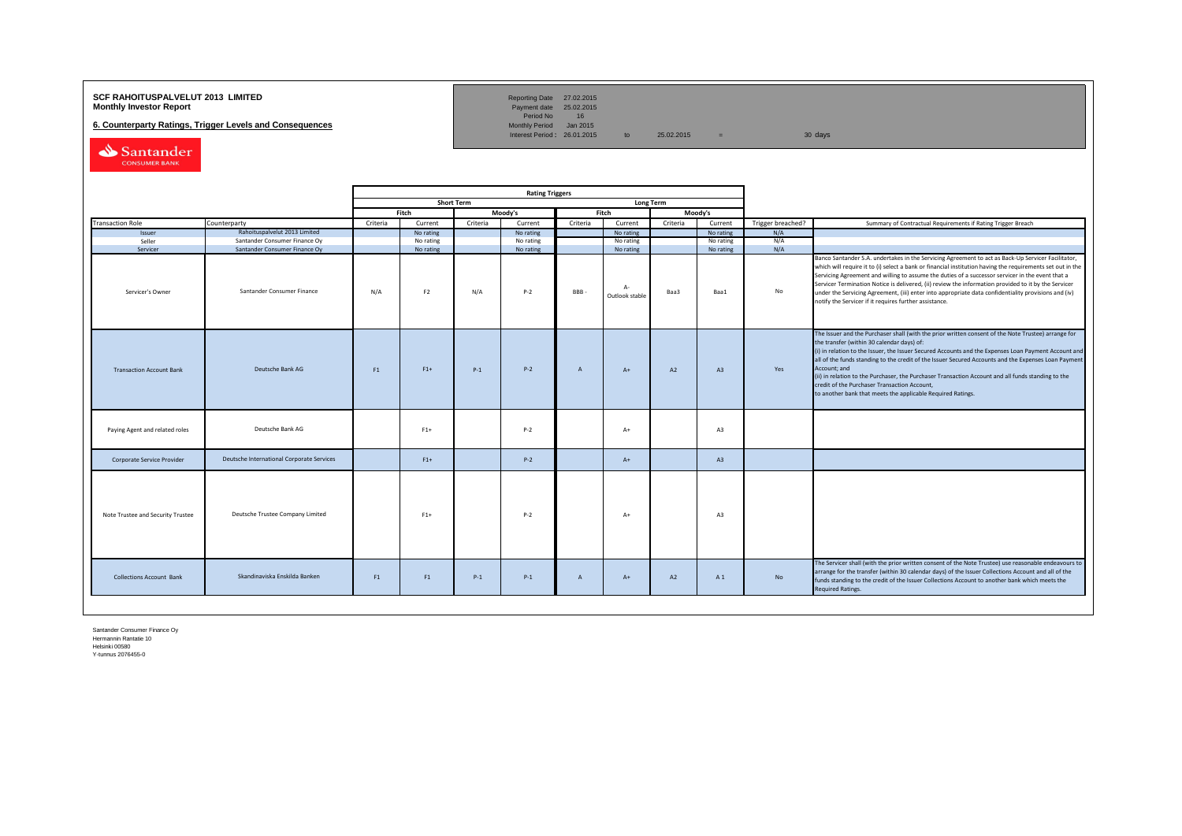**SCF RAHOITUSPALVELUT 2013 LIMITED**
**Monthly Investor Report**

**6. Counterparty Ratings, Trigger Levels and Consequences**

| | | | | |
|---|---|---|---|---|
| Reporting Date | 27.02.2015 | | | |
| Payment date | 25.02.2015 | | | |
| Period No | 16 | | | |
| Monthly Period | Jan 2015 | | | |
| Interest Period : | 26.01.2015 | to | 25.02.2015 | = 30 days |

| | | Rating Triggers | | | | | | | | | |
|---|---|---|---|---|---|---|---|---|---|---|---|
| | | Short Term | | | | Long Term | | | | | |
| | | Fitch | | Moody's | | Fitch | | Moody's | | | |
| Transaction Role | Counterparty | Criteria | Current | Criteria | Current | Criteria | Current | Criteria | Current | Trigger breached? | Summary of Contractual Requirements if Rating Trigger Breach |
| Issuer | Rahoituspalvelut 2013 Limited | | No rating | | No rating | | No rating | | No rating | N/A | |
| Seller | Santander Consumer Finance Oy | | No rating | | No rating | | No rating | | No rating | N/A | |
| Servicer | Santander Consumer Finance Oy | | No rating | | No rating | | No rating | | No rating | N/A | |
| Servicer's Owner | Santander Consumer Finance | N/A | F2 | N/A | P-2 | BBB - | A- Outlook stable | Baa3 | Baa1 | No | Banco Santander S.A. undertakes in the Servicing Agreement to act as Back-Up Servicer Facilitator, which will require it to (i) select a bank or financial institution having the requirements set out in the Servicing Agreement and willing to assume the duties of a successor servicer in the event that a Servicer Termination Notice is delivered, (ii) review the information provided to it by the Servicer under the Servicing Agreement, (iii) enter into appropriate data confidentiality provisions and (iv) notify the Servicer if it requires further assistance. |
| Transaction Account Bank | Deutsche Bank AG | F1 | F1+ | P-1 | P-2 | A | A+ | A2 | A3 | Yes | The Issuer and the Purchaser shall (with the prior written consent of the Note Trustee) arrange for the transfer (within 30 calendar days) of: (i) in relation to the Issuer, the Issuer Secured Accounts and the Expenses Loan Payment Account and all of the funds standing to the credit of the Issuer Secured Accounts and the Expenses Loan Payment Account; and (ii) in relation to the Purchaser, the Purchaser Transaction Account and all funds standing to the credit of the Purchaser Transaction Account, to another bank that meets the applicable Required Ratings. |
| Paying Agent and related roles | Deutsche Bank AG | | F1+ | | P-2 | | A+ | | A3 | | |
| Corporate Service Provider | Deutsche International Corporate Services | | F1+ | | P-2 | | A+ | | A3 | | |
| Note Trustee and Security Trustee | Deutsche Trustee Company Limited | | F1+ | | P-2 | | A+ | | A3 | | |
| Collections Account Bank | Skandinaviska Enskilda Banken | F1 | F1 | P-1 | P-1 | A | A+ | A2 | A 1 | No | The Servicer shall (with the prior written consent of the Note Trustee) use reasonable endeavours to arrange for the transfer (within 30 calendar days) of the Issuer Collections Account and all of the funds standing to the credit of the Issuer Collections Account to another bank which meets the Required Ratings. |

Santander Consumer Finance Oy
Hermannin Rantatie 10
Helsinki 00580
Y-tunnus 2076455-0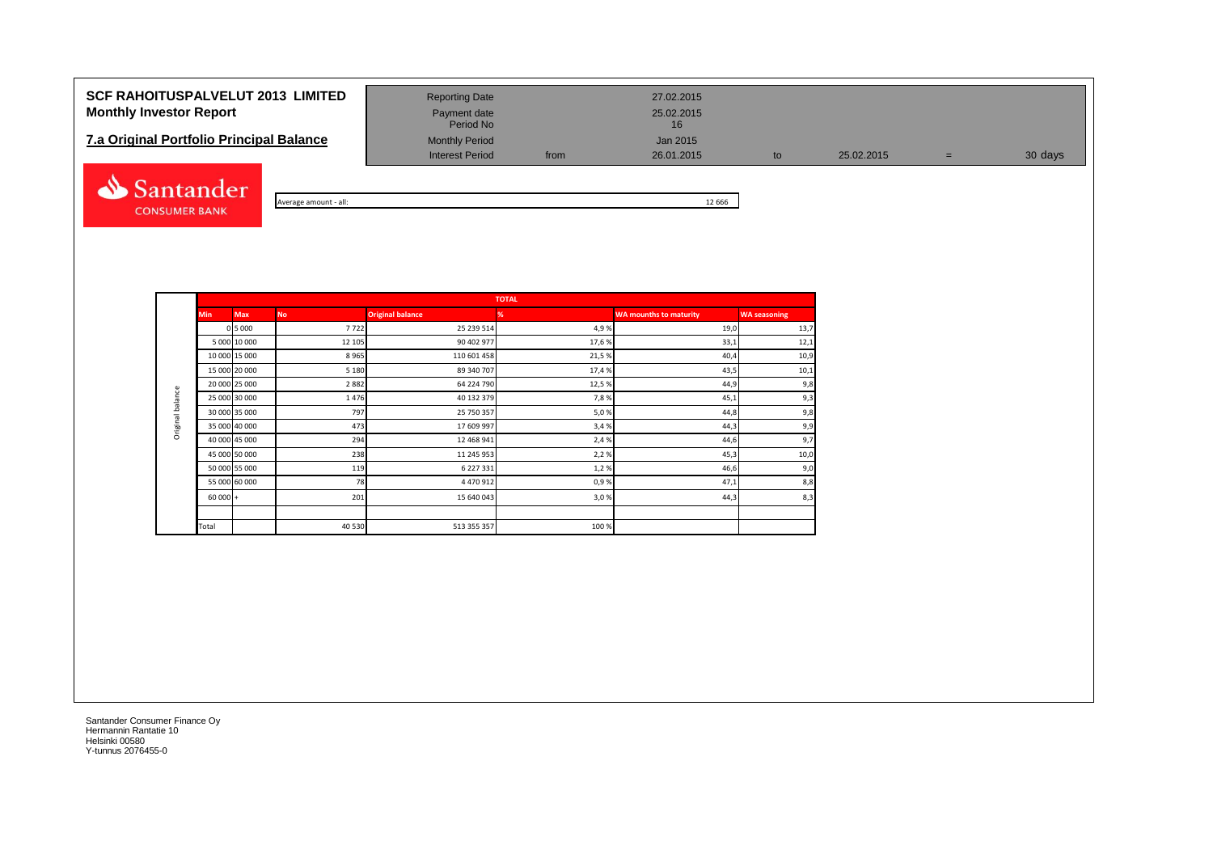# SCF RAHOITUSPALVELUT 2013 LIMITED
## Monthly Investor Report

## 7.a Original Portfolio Principal Balance

| | | | | | | |
|---|---|---|---|---|---|---|
| Reporting Date | | 27.02.2015 | | | | |
| Payment date | | 25.02.2015 | | | | |
| Period No | | 16 | | | | |
| Monthly Period | | Jan 2015 | | | | |
| Interest Period | from | 26.01.2015 | to | 25.02.2015 | = | 30 days |

Average amount - all: 12 666

| | TOTAL | | | | | | |
|---|---|---|---|---|---|---|---|
| | Min | Max | No | Original balance | % | WA mounths to maturity | WA seasoning |
| Original balance | 0 | 5 000 | 7 722 | 25 239 514 | 4,9 % | 19,0 | 13,7 |
| | 5 000 | 10 000 | 12 105 | 90 402 977 | 17,6 % | 33,1 | 12,1 |
| | 10 000 | 15 000 | 8 965 | 110 601 458 | 21,5 % | 40,4 | 10,9 |
| | 15 000 | 20 000 | 5 180 | 89 340 707 | 17,4 % | 43,5 | 10,1 |
| | 20 000 | 25 000 | 2 882 | 64 224 790 | 12,5 % | 44,9 | 9,8 |
| | 25 000 | 30 000 | 1 476 | 40 132 379 | 7,8 % | 45,1 | 9,3 |
| | 30 000 | 35 000 | 797 | 25 750 357 | 5,0 % | 44,8 | 9,8 |
| | 35 000 | 40 000 | 473 | 17 609 997 | 3,4 % | 44,3 | 9,9 |
| | 40 000 | 45 000 | 294 | 12 468 941 | 2,4 % | 44,6 | 9,7 |
| | 45 000 | 50 000 | 238 | 11 245 953 | 2,2 % | 45,3 | 10,0 |
| | 50 000 | 55 000 | 119 | 6 227 331 | 1,2 % | 46,6 | 9,0 |
| | 55 000 | 60 000 | 78 | 4 470 912 | 0,9 % | 47,1 | 8,8 |
| | 60 000 | + | 201 | 15 640 043 | 3,0 % | 44,3 | 8,3 |
| | | | | | | | |
| | Total | | 40 530 | 513 355 357 | 100 % | | |

Santander Consumer Finance Oy
Hermannin Rantatie 10
Helsinki 00580
Y-tunnus 2076455-0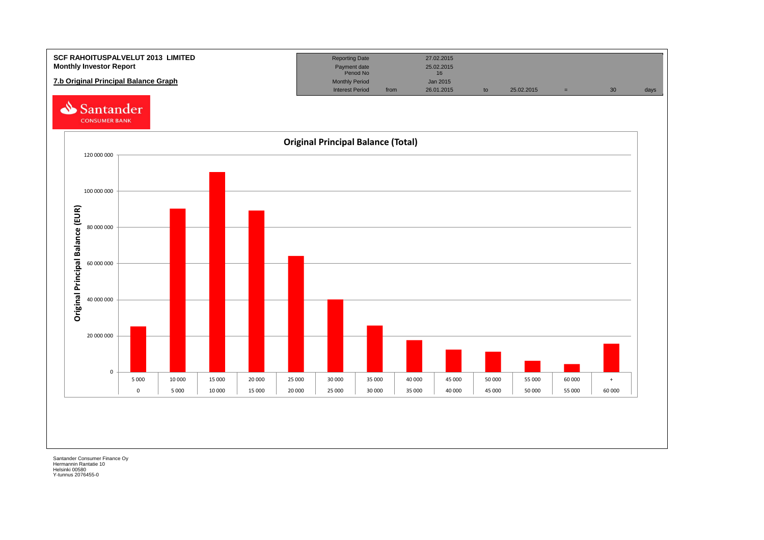**SCF RAHOITUSPALVELUT 2013 LIMITED**
**Monthly Investor Report**

**7.b Original Principal Balance Graph**

| Reporting Date | | 27.02.2015 | | | | | |
|---|---|---|---|---|---|---|---|
| Payment date | | 25.02.2015 | | | | | |
| Period No | | 16 | | | | | |
| Monthly Period | | Jan 2015 | | | | | |
| Interest Period | from | 26.01.2015 | to | 25.02.2015 | = | 30 | days |

Santander CONSUMER BANK

**Original Principal Balance (Total)**

Original Principal Balance (EUR)

| Up to | 5 000 | 10 000 | 15 000 | 20 000 | 25 000 | 30 000 | 35 000 | 40 000 | 45 000 | 50 000 | 55 000 | 60 000 | + |
|---|---|---|---|---|---|---|---|---|---|---|---|---|---|
| From | 0 | 5 000 | 10 000 | 15 000 | 20 000 | 25 000 | 30 000 | 35 000 | 40 000 | 45 000 | 50 000 | 55 000 | 60 000 |

Santander Consumer Finance Oy
Hermannin Rantatie 10
Helsinki 00580
Y-tunnus 2076455-0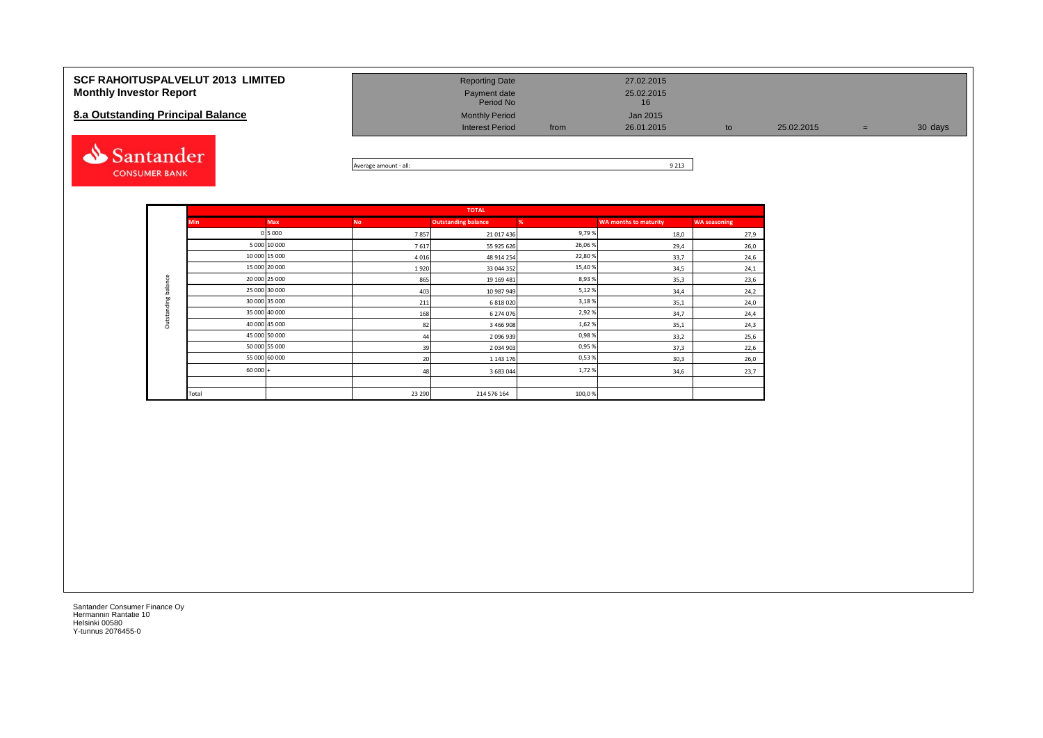# SCF RAHOITUSPALVELUT 2013 LIMITED
## Monthly Investor Report

## 8.a Outstanding Principal Balance

| | | | | | | |
|---|---|---|---|---|---|---|
| Reporting Date | | 27.02.2015 | | | | |
| Payment date | | 25.02.2015 | | | | |
| Period No | | 16 | | | | |
| Monthly Period | | Jan 2015 | | | | |
| Interest Period | from | 26.01.2015 | to | 25.02.2015 | = | 30 days |

Average amount - all: 9 213

| | TOTAL | | | | | | |
|---|---|---|---|---|---|---|---|
| | Min | Max | No | Outstanding balance | % | WA months to maturity | WA seasoning |
| Outstanding balance | 0 | 5 000 | 7 857 | 21 017 436 | 9,79 % | 18,0 | 27,9 |
| | 5 000 | 10 000 | 7 617 | 55 925 626 | 26,06 % | 29,4 | 26,0 |
| | 10 000 | 15 000 | 4 016 | 48 914 254 | 22,80 % | 33,7 | 24,6 |
| | 15 000 | 20 000 | 1 920 | 33 044 352 | 15,40 % | 34,5 | 24,1 |
| | 20 000 | 25 000 | 865 | 19 169 481 | 8,93 % | 35,3 | 23,6 |
| | 25 000 | 30 000 | 403 | 10 987 949 | 5,12 % | 34,4 | 24,2 |
| | 30 000 | 35 000 | 211 | 6 818 020 | 3,18 % | 35,1 | 24,0 |
| | 35 000 | 40 000 | 168 | 6 274 076 | 2,92 % | 34,7 | 24,4 |
| | 40 000 | 45 000 | 82 | 3 466 908 | 1,62 % | 35,1 | 24,3 |
| | 45 000 | 50 000 | 44 | 2 096 939 | 0,98 % | 33,2 | 25,6 |
| | 50 000 | 55 000 | 39 | 2 034 903 | 0,95 % | 37,3 | 22,6 |
| | 55 000 | 60 000 | 20 | 1 143 176 | 0,53 % | 30,3 | 26,0 |
| | 60 000 | + | 48 | 3 683 044 | 1,72 % | 34,6 | 23,7 |
| | | | | | | | |
| | Total | | 23 290 | 214 576 164 | 100,0 % | | |

Santander Consumer Finance Oy
Hermannin Rantatie 10
Helsinki 00580
Y-tunnus 2076455-0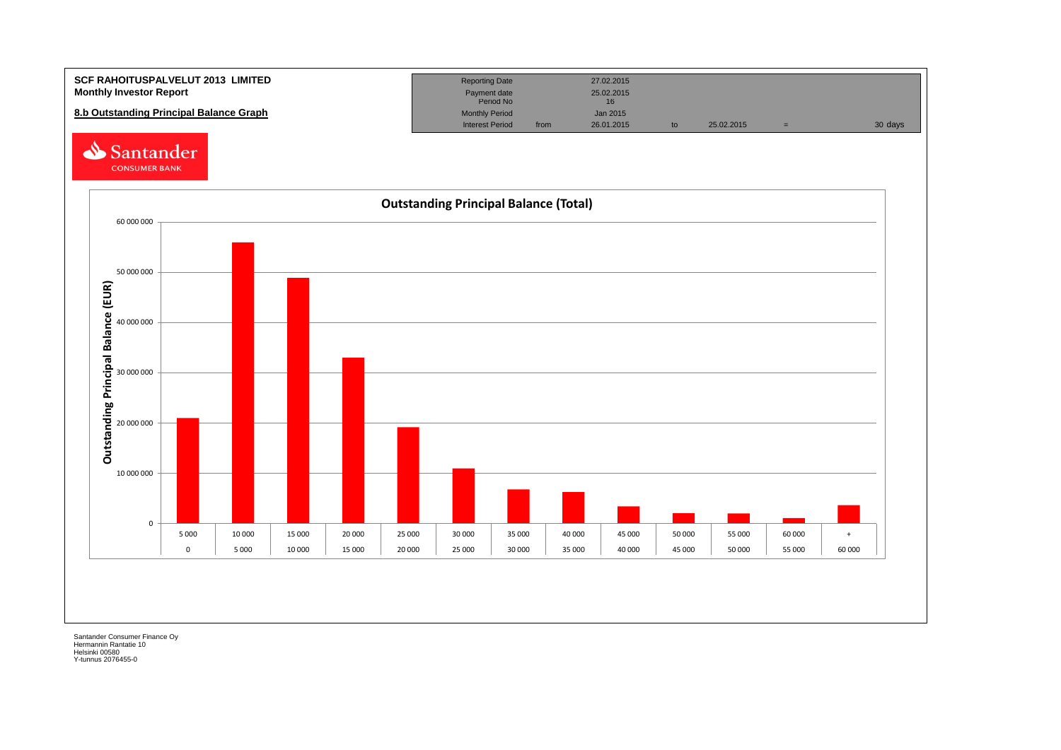**SCF RAHOITUSPALVELUT 2013 LIMITED**
**Monthly Investor Report**

**8.b Outstanding Principal Balance Graph**

| Reporting Date | | 27.02.2015 | | | | |
|---|---|---|---|---|---|---|
| Payment date | | 25.02.2015 | | | | |
| Period No | | 16 | | | | |
| Monthly Period | | Jan 2015 | | | | |
| Interest Period | from | 26.01.2015 | to | 25.02.2015 | = | 30 days |

Santander CONSUMER BANK

**Outstanding Principal Balance (Total)**

Outstanding Principal Balance (EUR)

| From | To |
|---|---|
| 0 | 5 000 |
| 5 000 | 10 000 |
| 10 000 | 15 000 |
| 15 000 | 20 000 |
| 20 000 | 25 000 |
| 25 000 | 30 000 |
| 30 000 | 35 000 |
| 35 000 | 40 000 |
| 40 000 | 45 000 |
| 45 000 | 50 000 |
| 50 000 | 55 000 |
| 55 000 | 60 000 |
| 60 000 | + |

Santander Consumer Finance Oy
Hermannin Rantatie 10
Helsinki 00580
Y-tunnus 2076455-0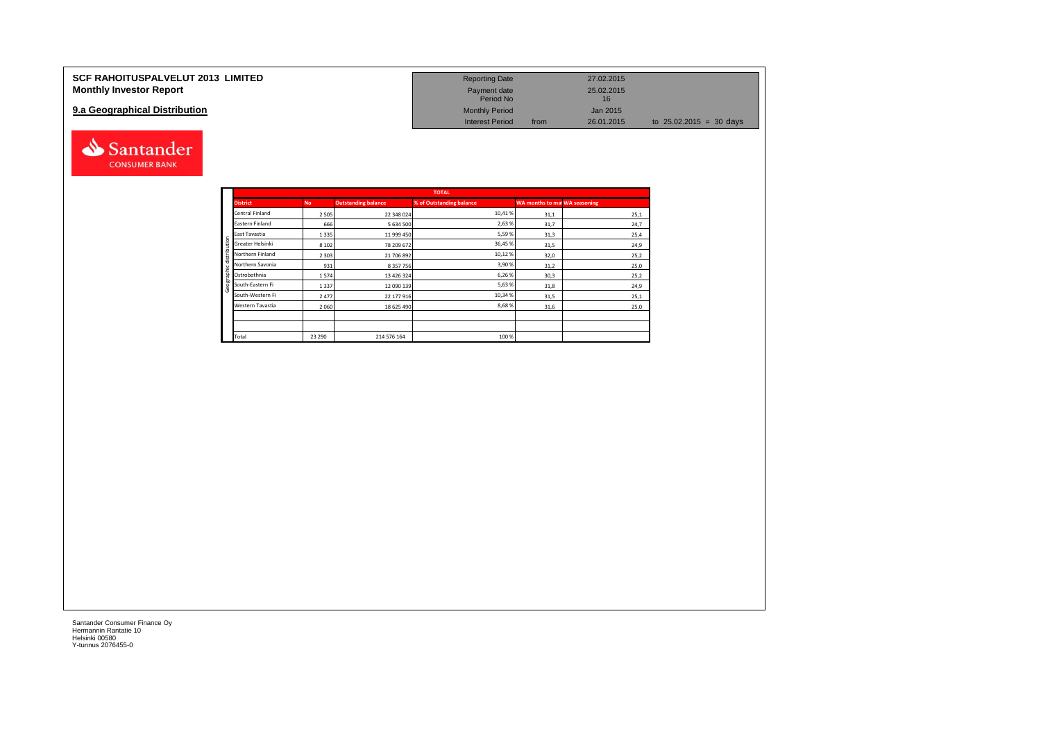# SCF RAHOITUSPALVELUT 2013 LIMITED
## Monthly Investor Report

| | | | |
|---|---|---|---|
| Reporting Date | | 27.02.2015 | |
| Payment date | | 25.02.2015 | |
| Period No | | 16 | |
| Monthly Period | | Jan 2015 | |
| Interest Period | from | 26.01.2015 | to 25.02.2015 = 30 days |

## 9.a Geographical Distribution

Santander CONSUMER BANK

| | TOTAL | | | | |
|---|---|---|---|---|---|
| **District** | **No** | **Outstanding balance** | **% of Outstanding balance** | **WA months to mat** | **WA seasoning** |
| Central Finland | 2 505 | 22 348 024 | 10,41 % | 31,1 | 25,1 |
| Eastern Finland | 666 | 5 634 500 | 2,63 % | 31,7 | 24,7 |
| East Tavastia | 1 335 | 11 999 450 | 5,59 % | 31,3 | 25,4 |
| Greater Helsinki | 8 102 | 78 209 672 | 36,45 % | 31,5 | 24,9 |
| Northern Finland | 2 303 | 21 706 892 | 10,12 % | 32,0 | 25,2 |
| Northern Savonia | 931 | 8 357 756 | 3,90 % | 31,2 | 25,0 |
| Ostrobothnia | 1 574 | 13 426 324 | 6,26 % | 30,3 | 25,2 |
| South-Eastern Fi | 1 337 | 12 090 139 | 5,63 % | 31,8 | 24,9 |
| South-Western Fi | 2 477 | 22 177 916 | 10,34 % | 31,5 | 25,1 |
| Western Tavastia | 2 060 | 18 625 490 | 8,68 % | 31,6 | 25,0 |
| | | | | | |
| | | | | | |
| Total | 23 290 | 214 576 164 | 100 % | | |

Santander Consumer Finance Oy
Hermannin Rantatie 10
Helsinki 00580
Y-tunnus 2076455-0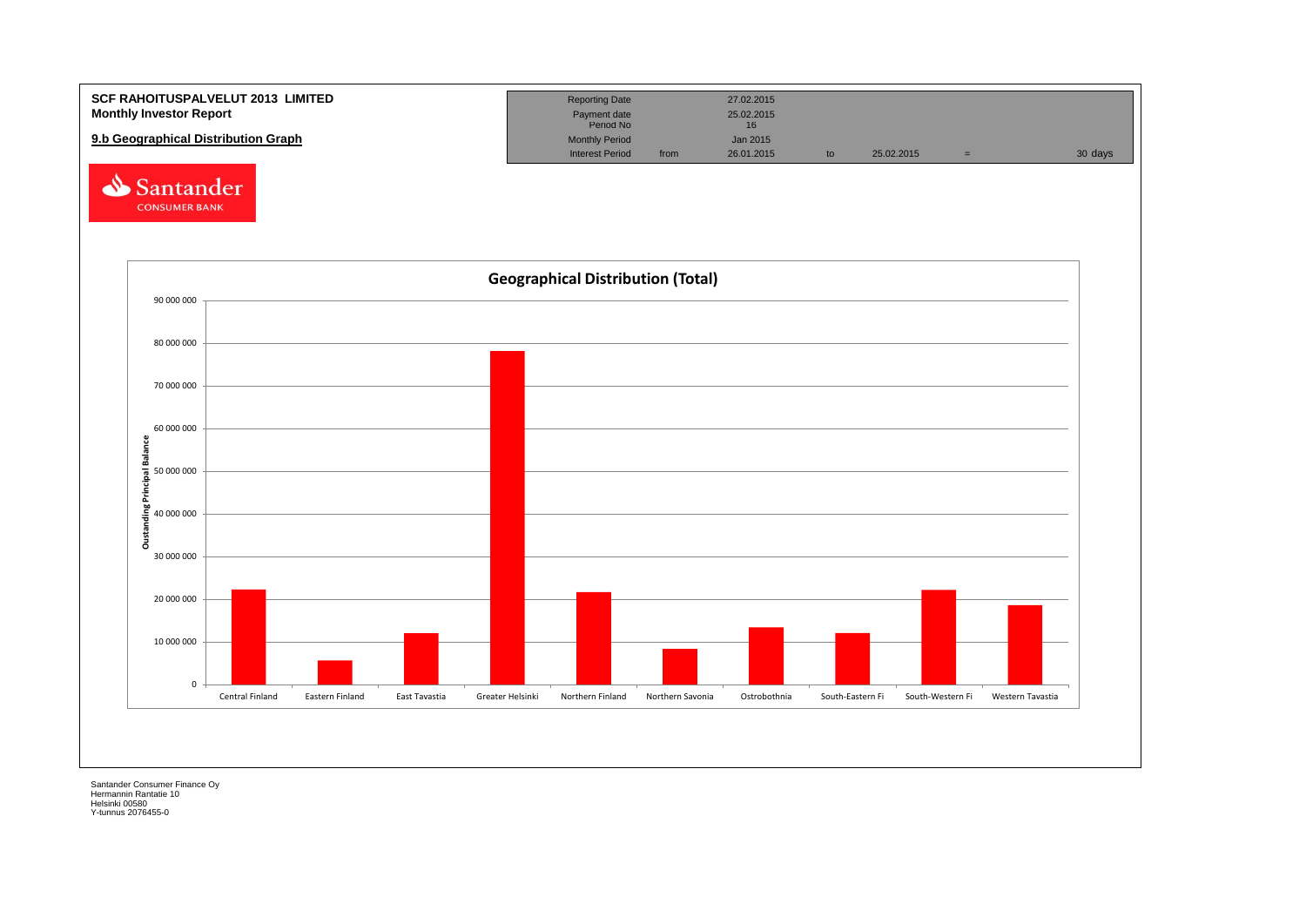**SCF RAHOITUSPALVELUT 2013 LIMITED**
**Monthly Investor Report**

**9.b Geographical Distribution Graph**

| Reporting Date | | 27.02.2015 | | | | |
|---|---|---|---|---|---|---|
| Payment date | | 25.02.2015 | | | | |
| Period No | | 16 | | | | |
| Monthly Period | | Jan 2015 | | | | |
| Interest Period | from | 26.01.2015 | to | 25.02.2015 | = | 30 days |

Santander CONSUMER BANK

**Geographical Distribution (Total)**

Oustanding Principal Balance

90 000 000
80 000 000
70 000 000
60 000 000
50 000 000
40 000 000
30 000 000
20 000 000
10 000 000
0

Central Finland, Eastern Finland, East Tavastia, Greater Helsinki, Northern Finland, Northern Savonia, Ostrobothnia, South-Eastern Fi, South-Western Fi, Western Tavastia

Santander Consumer Finance Oy
Hermannin Rantatie 10
Helsinki 00580
Y-tunnus 2076455-0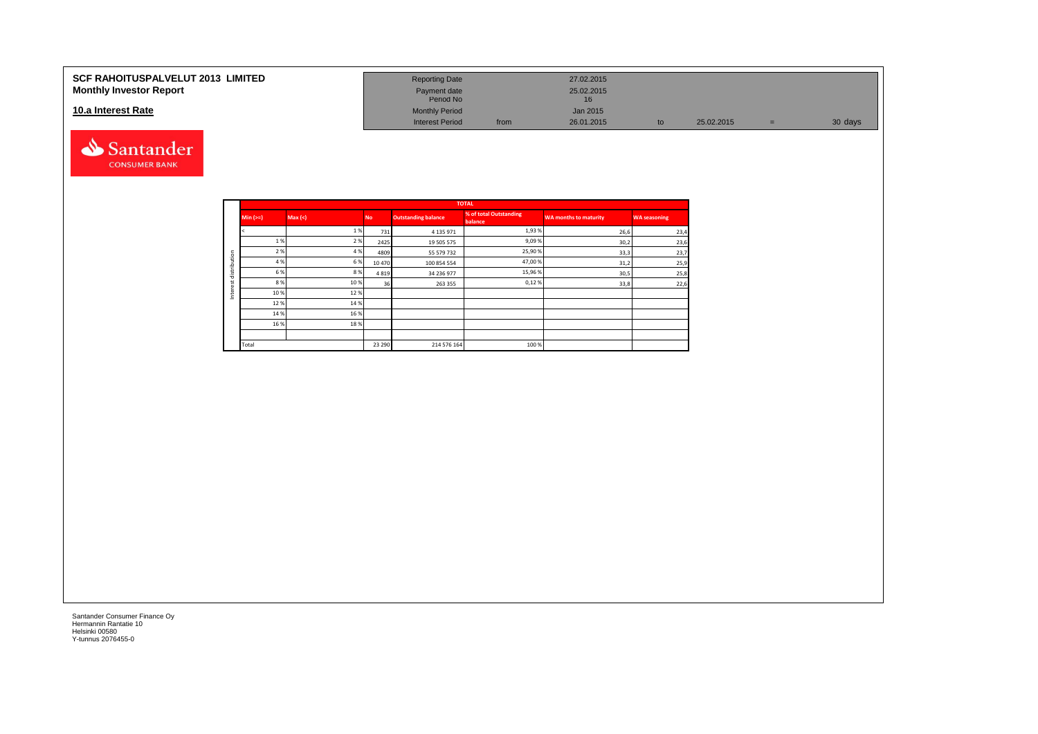**SCF RAHOITUSPALVELUT 2013 LIMITED**
**Monthly Investor Report**

## 10.a Interest Rate

| | | | | | | |
|---|---|---|---|---|---|---|
| Reporting Date | | 27.02.2015 | | | | |
| Payment date | | 25.02.2015 | | | | |
| Period No | | 16 | | | | |
| Monthly Period | | Jan 2015 | | | | |
| Interest Period | from | 26.01.2015 | to | 25.02.2015 | = | 30 days |

Santander CONSUMER BANK

| | TOTAL | | | | | | |
|---|---|---|---|---|---|---|---|
| | Min (>=) | Max (<) | No | Outstanding balance | % of total Outstanding balance | WA months to maturity | WA seasoning |
| Interest distribution | < | 1 % | 731 | 4 135 971 | 1,93 % | 26,6 | 23,4 |
| | 1 % | 2 % | 2425 | 19 505 575 | 9,09 % | 30,2 | 23,6 |
| | 2 % | 4 % | 4809 | 55 579 732 | 25,90 % | 33,3 | 23,7 |
| | 4 % | 6 % | 10 470 | 100 854 554 | 47,00 % | 31,2 | 25,9 |
| | 6 % | 8 % | 4 819 | 34 236 977 | 15,96 % | 30,5 | 25,8 |
| | 8 % | 10 % | 36 | 263 355 | 0,12 % | 33,8 | 22,6 |
| | 10 % | 12 % | | | | | |
| | 12 % | 14 % | | | | | |
| | 14 % | 16 % | | | | | |
| | 16 % | 18 % | | | | | |
| | | | | | | | |
| | Total | | 23 290 | 214 576 164 | 100 % | | |

Santander Consumer Finance Oy
Hermannin Rantatie 10
Helsinki 00580
Y-tunnus 2076455-0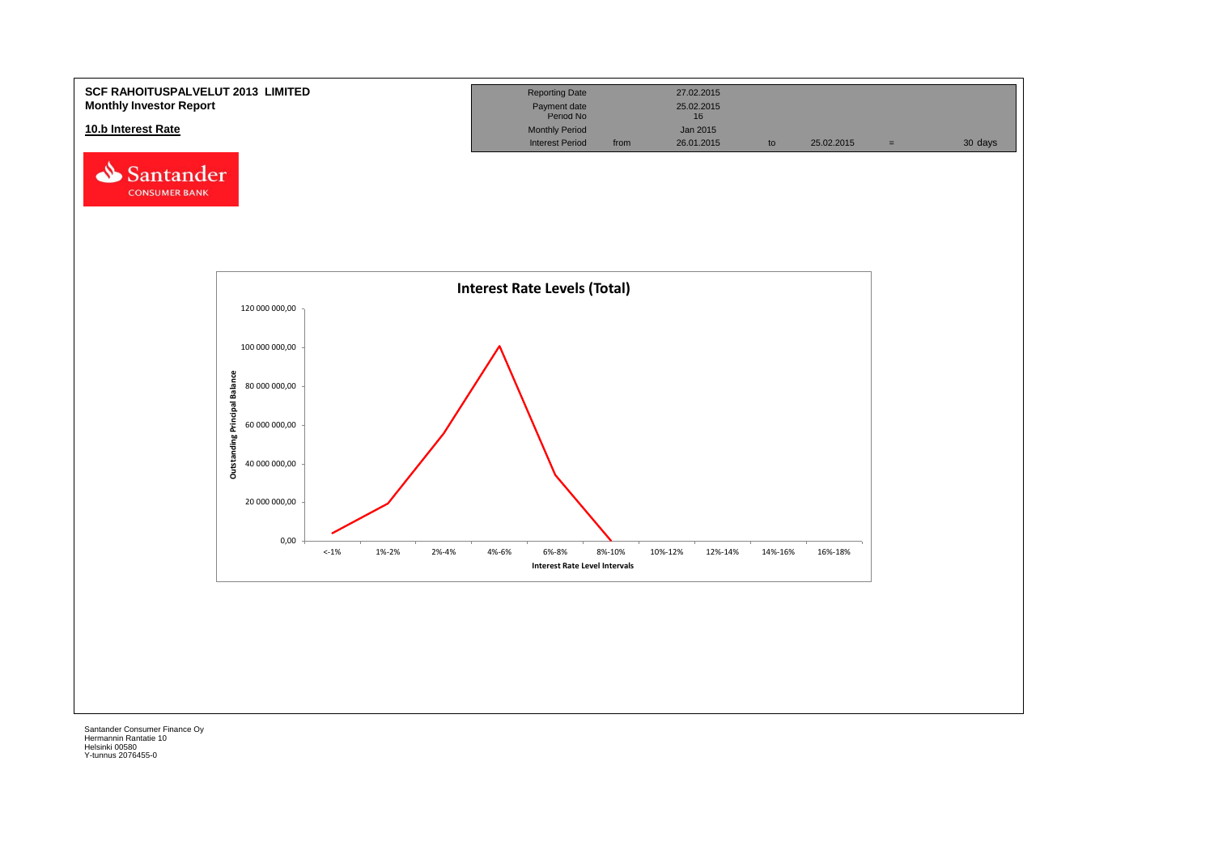**SCF RAHOITUSPALVELUT 2013 LIMITED**
**Monthly Investor Report**

## 10.b Interest Rate

| | | | | | | |
|---|---|---|---|---|---|---|
| Reporting Date | | 27.02.2015 | | | | |
| Payment date | | 25.02.2015 | | | | |
| Period No | | 16 | | | | |
| Monthly Period | | Jan 2015 | | | | |
| Interest Period | from | 26.01.2015 | to | 25.02.2015 | = | 30 days |

Santander CONSUMER BANK

**Interest Rate Levels (Total)**

Outstanding Principal Balance: 0,00; 20 000 000,00; 40 000 000,00; 60 000 000,00; 80 000 000,00; 100 000 000,00; 120 000 000,00

Interest Rate Level Intervals: <-1%; 1%-2%; 2%-4%; 4%-6%; 6%-8%; 8%-10%; 10%-12%; 12%-14%; 14%-16%; 16%-18%

Santander Consumer Finance Oy
Hermannin Rantatie 10
Helsinki 00580
Y-tunnus 2076455-0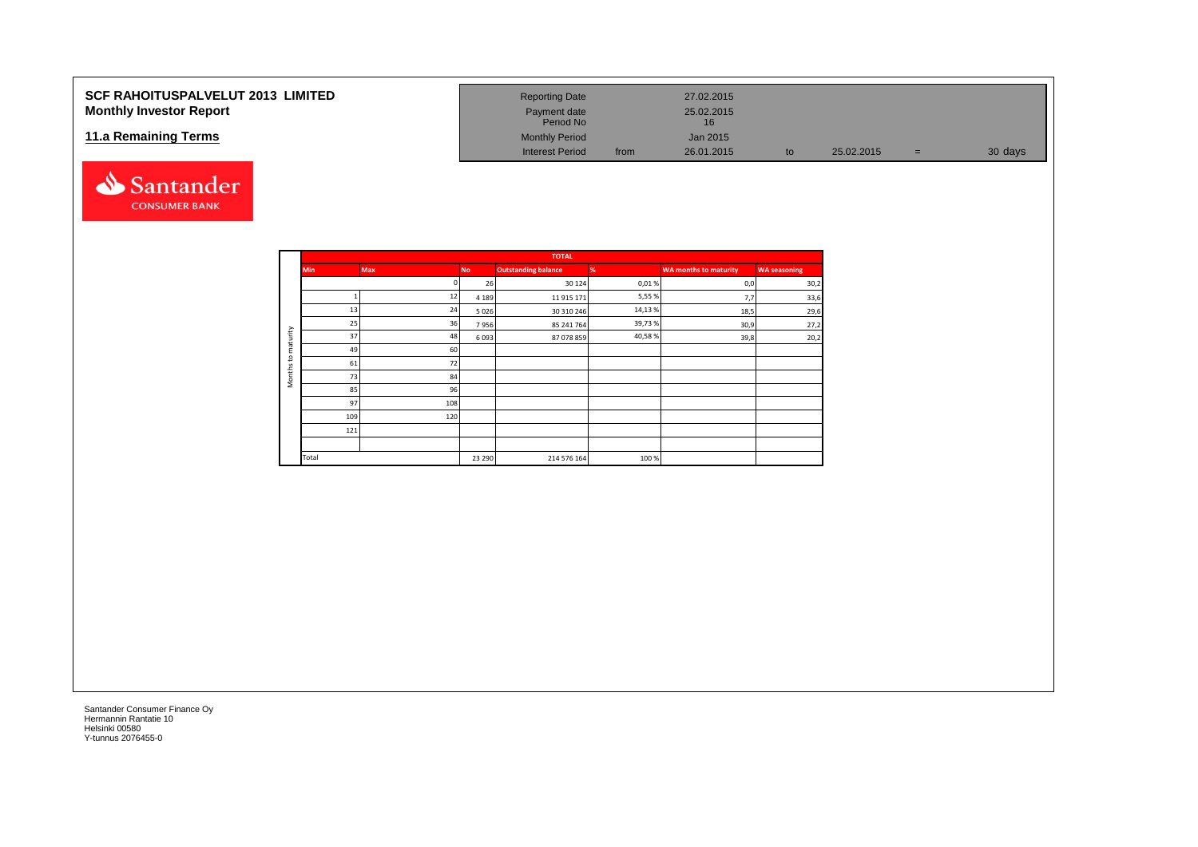**SCF RAHOITUSPALVELUT 2013 LIMITED**
**Monthly Investor Report**

**11.a Remaining Terms**

| | | | | | | |
|---|---|---|---|---|---|---|
| Reporting Date | | 27.02.2015 | | | | |
| Payment date | | 25.02.2015 | | | | |
| Period No | | 16 | | | | |
| Monthly Period | | Jan 2015 | | | | |
| Interest Period | from | 26.01.2015 | to | 25.02.2015 | = | 30 days |

| | TOTAL | | | | | | |
|---|---|---|---|---|---|---|---|
| | Min | Max | No | Outstanding balance | % | WA months to maturity | WA seasoning |
| Months to maturity | | 0 | 26 | 30 124 | 0,01 % | 0,0 | 30,2 |
| | 1 | 12 | 4 189 | 11 915 171 | 5,55 % | 7,7 | 33,6 |
| | 13 | 24 | 5 026 | 30 310 246 | 14,13 % | 18,5 | 29,6 |
| | 25 | 36 | 7 956 | 85 241 764 | 39,73 % | 30,9 | 27,2 |
| | 37 | 48 | 6 093 | 87 078 859 | 40,58 % | 39,8 | 20,2 |
| | 49 | 60 | | | | | |
| | 61 | 72 | | | | | |
| | 73 | 84 | | | | | |
| | 85 | 96 | | | | | |
| | 97 | 108 | | | | | |
| | 109 | 120 | | | | | |
| | 121 | | | | | | |
| | | | | | | | |
| | Total | | 23 290 | 214 576 164 | 100 % | | |

Santander Consumer Finance Oy
Hermannin Rantatie 10
Helsinki 00580
Y-tunnus 2076455-0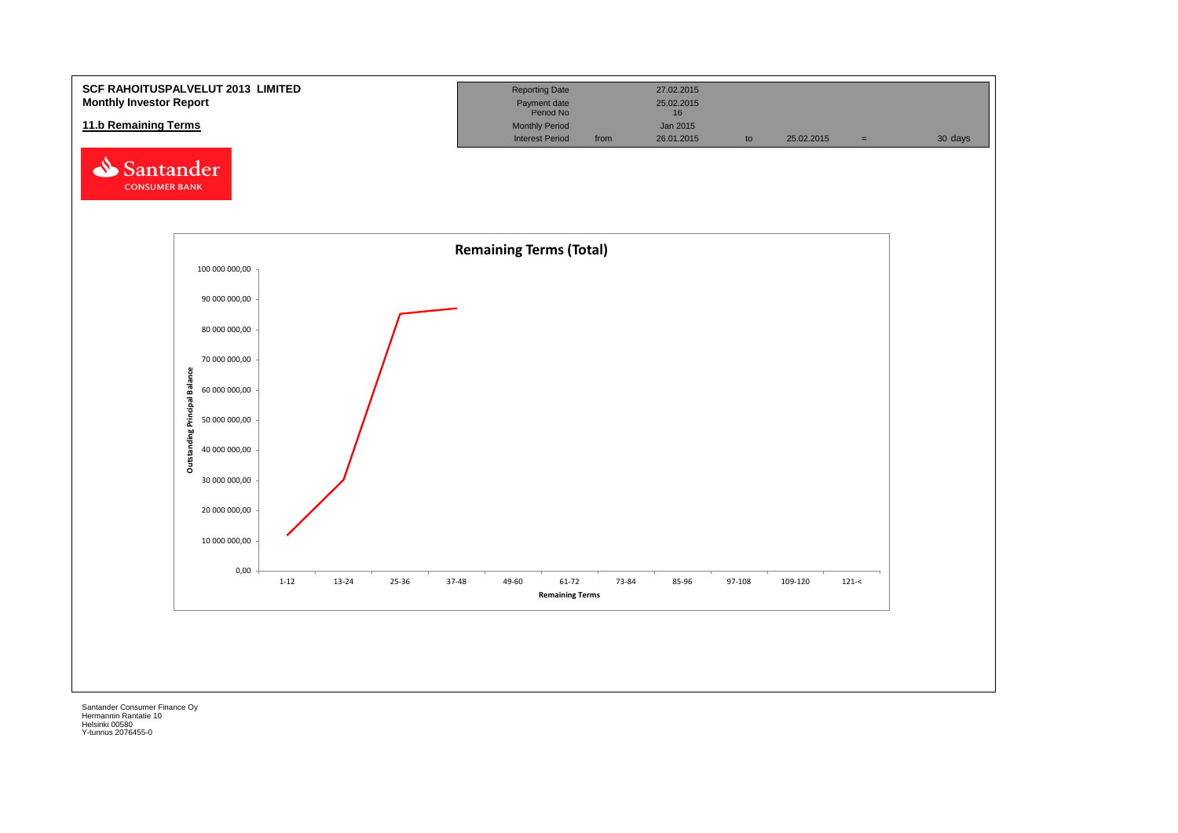**SCF RAHOITUSPALVELUT 2013 LIMITED**
**Monthly Investor Report**

**11.b Remaining Terms**

| Reporting Date | | 27.02.2015 | | | | |
|---|---|---|---|---|---|---|
| Payment date | | 25.02.2015 | | | | |
| Period No | | 16 | | | | |
| Monthly Period | | Jan 2015 | | | | |
| Interest Period | from | 26.01.2015 | to | 25.02.2015 | = | 30 days |

Santander CONSUMER BANK

**Remaining Terms (Total)**

Outstanding Principal Balance: 0,00; 10 000 000,00; 20 000 000,00; 30 000 000,00; 40 000 000,00; 50 000 000,00; 60 000 000,00; 70 000 000,00; 80 000 000,00; 90 000 000,00; 100 000 000,00

Remaining Terms: 1-12; 13-24; 25-36; 37-48; 49-60; 61-72; 73-84; 85-96; 97-108; 109-120; 121-<

Santander Consumer Finance Oy
Hermannin Rantatie 10
Helsinki 00580
Y-tunnus 2076455-0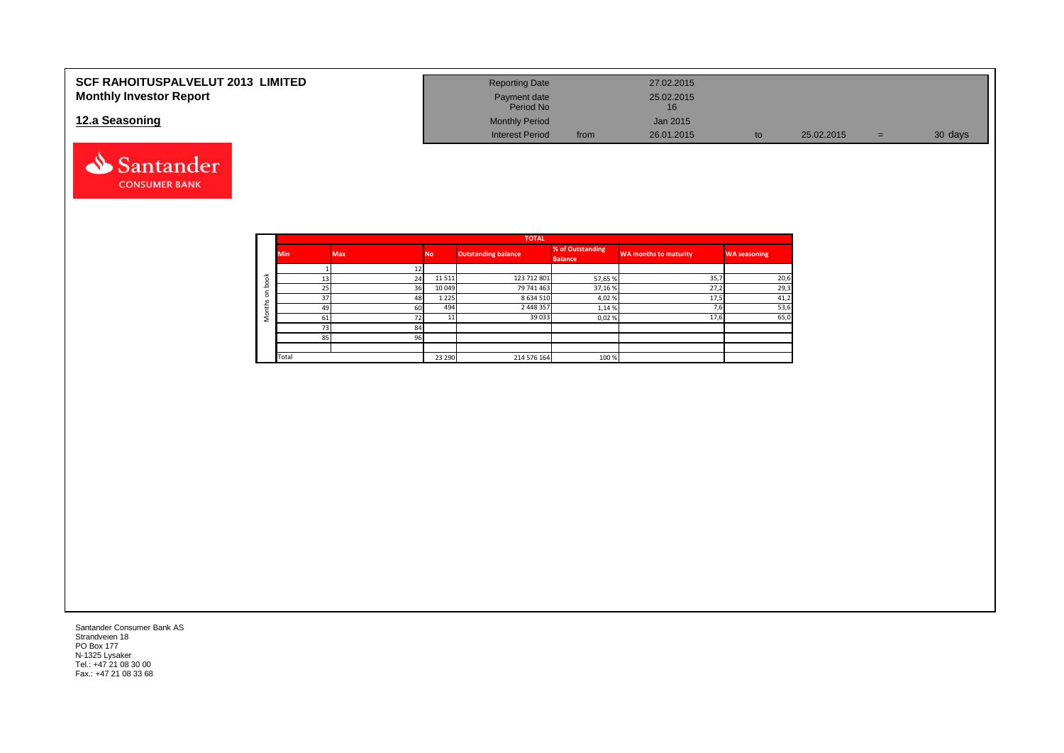# SCF RAHOITUSPALVELUT 2013 LIMITED
## Monthly Investor Report

## 12.a Seasoning

| Reporting Date | | 27.02.2015 | | | | |
|---|---|---|---|---|---|---|
| Payment date | | 25.02.2015 | | | | |
| Period No | | 16 | | | | |
| Monthly Period | | Jan 2015 | | | | |
| Interest Period | from | 26.01.2015 | to | 25.02.2015 | = | 30 days |

| | TOTAL | | | | | | |
|---|---|---|---|---|---|---|---|
| | Min | Max | No | Outstanding balance | % of Outstanding Balance | WA months to maturity | WA seasoning |
| Months on book | 1 | 12 | | | | | |
| | 13 | 24 | 11 511 | 123 712 801 | 57,65 % | 35,7 | 20,6 |
| | 25 | 36 | 10 049 | 79 741 463 | 37,16 % | 27,2 | 29,3 |
| | 37 | 48 | 1 225 | 8 634 510 | 4,02 % | 17,5 | 41,2 |
| | 49 | 60 | 494 | 2 448 357 | 1,14 % | 7,6 | 53,6 |
| | 61 | 72 | 11 | 39 033 | 0,02 % | 17,6 | 65,0 |
| | 73 | 84 | | | | | |
| | 85 | 96 | | | | | |
| | | | | | | | |
| | Total | | 23 290 | 214 576 164 | 100 % | | |

Santander Consumer Bank AS
Strandveien 18
PO Box 177
N-1325 Lysaker
Tel.: +47 21 08 30 00
Fax.: +47 21 08 33 68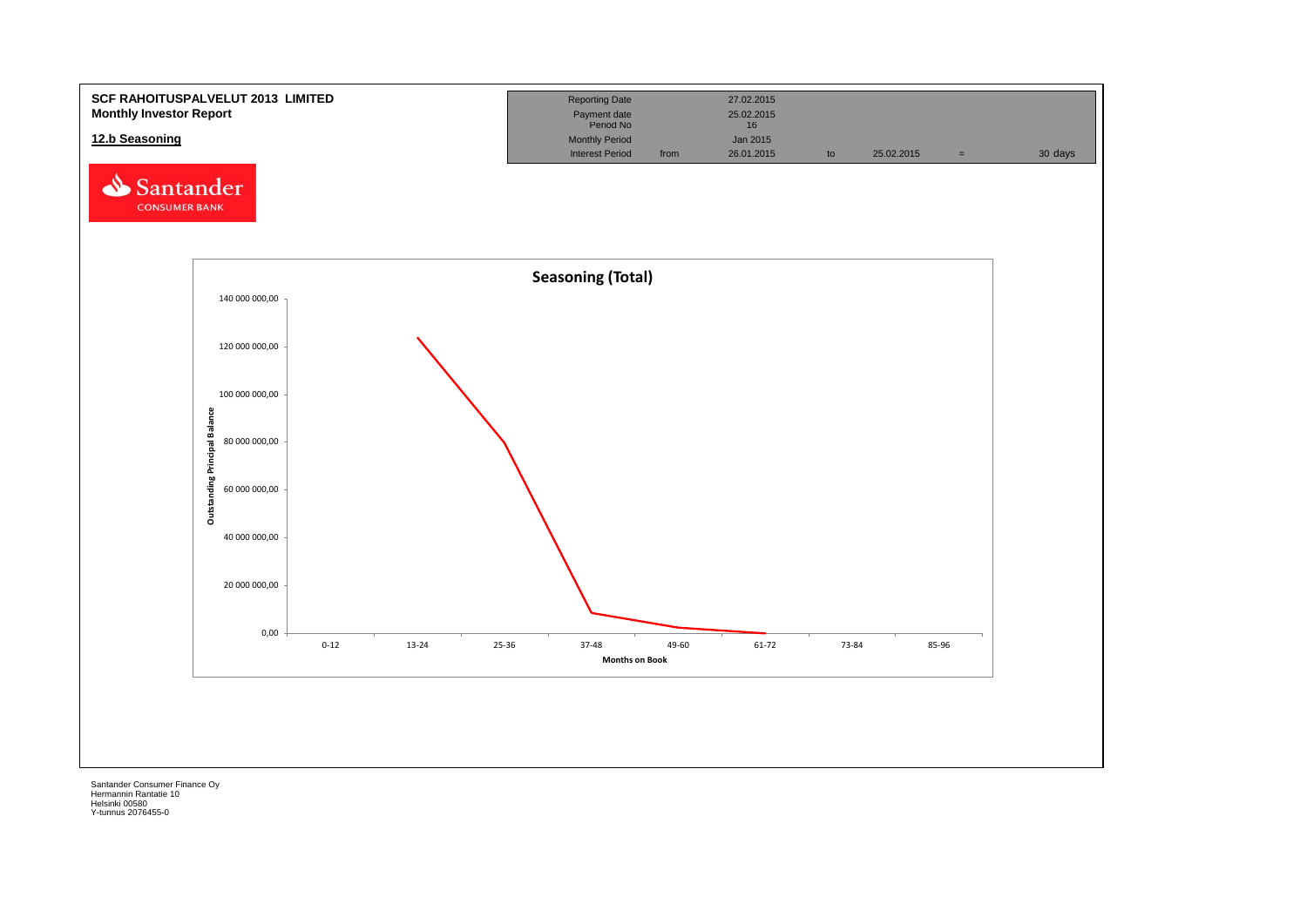**SCF RAHOITUSPALVELUT 2013 LIMITED**
**Monthly Investor Report**

**12.b Seasoning**

| Reporting Date | | 27.02.2015 | | | | |
|---|---|---|---|---|---|---|
| Payment date | | 25.02.2015 | | | | |
| Period No | | 16 | | | | |
| Monthly Period | | Jan 2015 | | | | |
| Interest Period | from | 26.01.2015 | to | 25.02.2015 | = | 30 days |

Santander CONSUMER BANK

**Seasoning (Total)**

Outstanding Principal Balance: 140 000 000,00; 120 000 000,00; 100 000 000,00; 80 000 000,00; 60 000 000,00; 40 000 000,00; 20 000 000,00; 0,00

Months on Book: 0-12; 13-24; 25-36; 37-48; 49-60; 61-72; 73-84; 85-96

Santander Consumer Finance Oy
Hermannin Rantatie 10
Helsinki 00580
Y-tunnus 2076455-0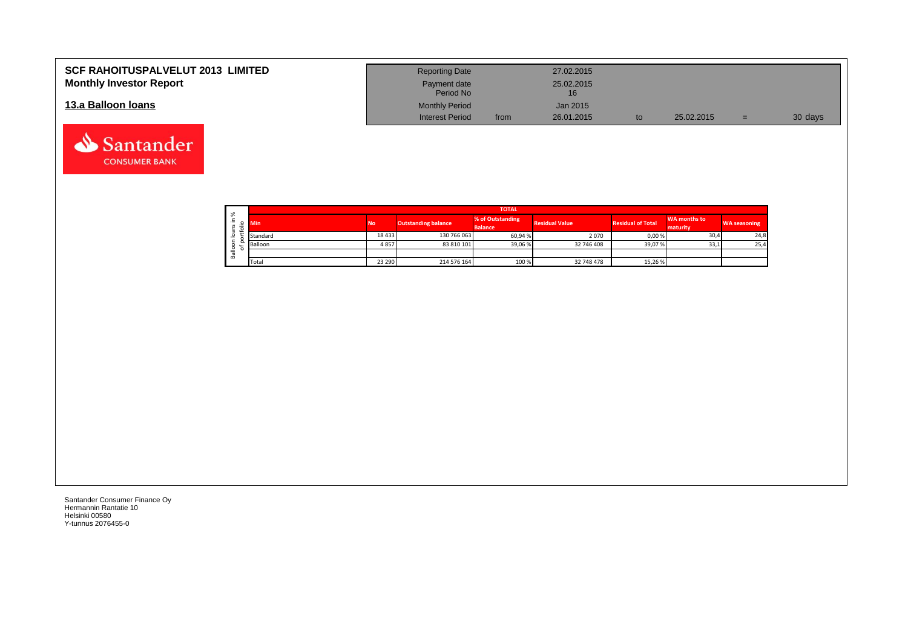# SCF RAHOITUSPALVELUT 2013 LIMITED
## Monthly Investor Report

## 13.a Balloon loans

| | | | | | |
|---|---|---|---|---|---|
| Reporting Date | | 27.02.2015 | | | |
| Payment date | | 25.02.2015 | | | |
| Period No | | 16 | | | |
| Monthly Period | | Jan 2015 | | | |
| Interest Period | from | 26.01.2015 | to | 25.02.2015 | = 30 days |

Balloon loans in % of portfolio

| TOTAL | | | | | | | |
|---|---|---|---|---|---|---|---|
| Min | No | Outstanding balance | % of Outstanding Balance | Residual Value | Residual of Total | WA months to maturity | WA seasoning |
| Standard | 18 433 | 130 766 063 | 60,94 % | 2 070 | 0,00 % | 30,4 | 24,8 |
| Balloon | 4 857 | 83 810 101 | 39,06 % | 32 746 408 | 39,07 % | 33,1 | 25,4 |
| | | | | | | | |
| Total | 23 290 | 214 576 164 | 100 % | 32 748 478 | 15,26 % | | |

Santander Consumer Finance Oy
Hermannin Rantatie 10
Helsinki 00580
Y-tunnus 2076455-0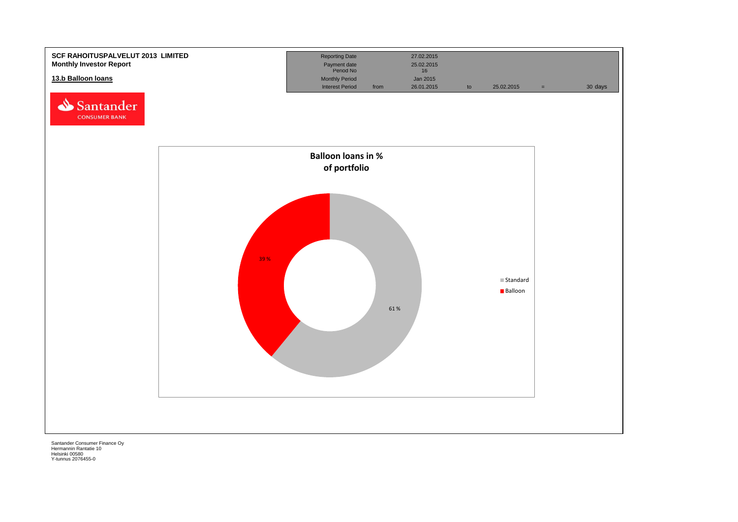**SCF RAHOITUSPALVELUT 2013 LIMITED**
**Monthly Investor Report**

**13.b Balloon loans**

| | | | | | | |
|---|---|---|---|---|---|---|
| Reporting Date | | 27.02.2015 | | | | |
| Payment date | | 25.02.2015 | | | | |
| Period No | | 16 | | | | |
| Monthly Period | | Jan 2015 | | | | |
| Interest Period | from | 26.01.2015 | to | 25.02.2015 | = | 30 days |

**Balloon loans in % of portfolio**

| | % |
|---|---|
| Standard | 61 % |
| Balloon | 39 % |

Santander Consumer Finance Oy
Hermannin Rantatie 10
Helsinki 00580
Y-tunnus 2076455-0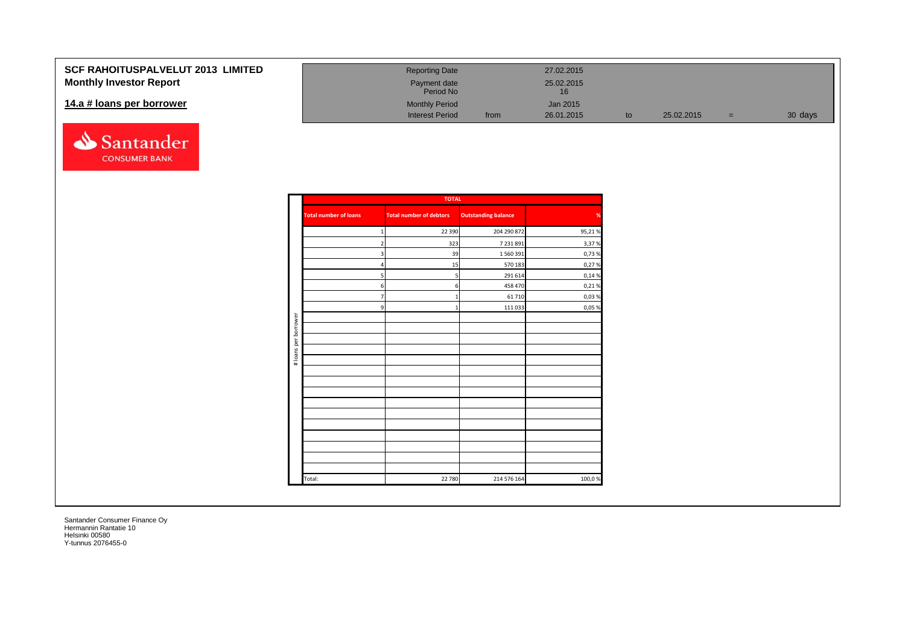**SCF RAHOITUSPALVELUT 2013 LIMITED**
**Monthly Investor Report**

## 14.a # loans per borrower

| | | | | | | | |
|---|---|---|---|---|---|---|---|
| Reporting Date | | 27.02.2015 | | | | | |
| Payment date | | 25.02.2015 | | | | | |
| Period No | | 16 | | | | | |
| Monthly Period | | Jan 2015 | | | | | |
| Interest Period | from | 26.01.2015 | to | 25.02.2015 | = | 30 | days |

| TOTAL | | | |
|---|---|---|---|
| Total number of loans | Total number of debtors | Outstanding balance | % |
| 1 | 22 390 | 204 290 872 | 95,21 % |
| 2 | 323 | 7 231 891 | 3,37 % |
| 3 | 39 | 1 560 391 | 0,73 % |
| 4 | 15 | 570 183 | 0,27 % |
| 5 | 5 | 291 614 | 0,14 % |
| 6 | 6 | 458 470 | 0,21 % |
| 7 | 1 | 61 710 | 0,03 % |
| 9 | 1 | 111 033 | 0,05 % |
| Total: | 22 780 | 214 576 164 | 100,0 % |

Santander Consumer Finance Oy
Hermannin Rantatie 10
Helsinki 00580
Y-tunnus 2076455-0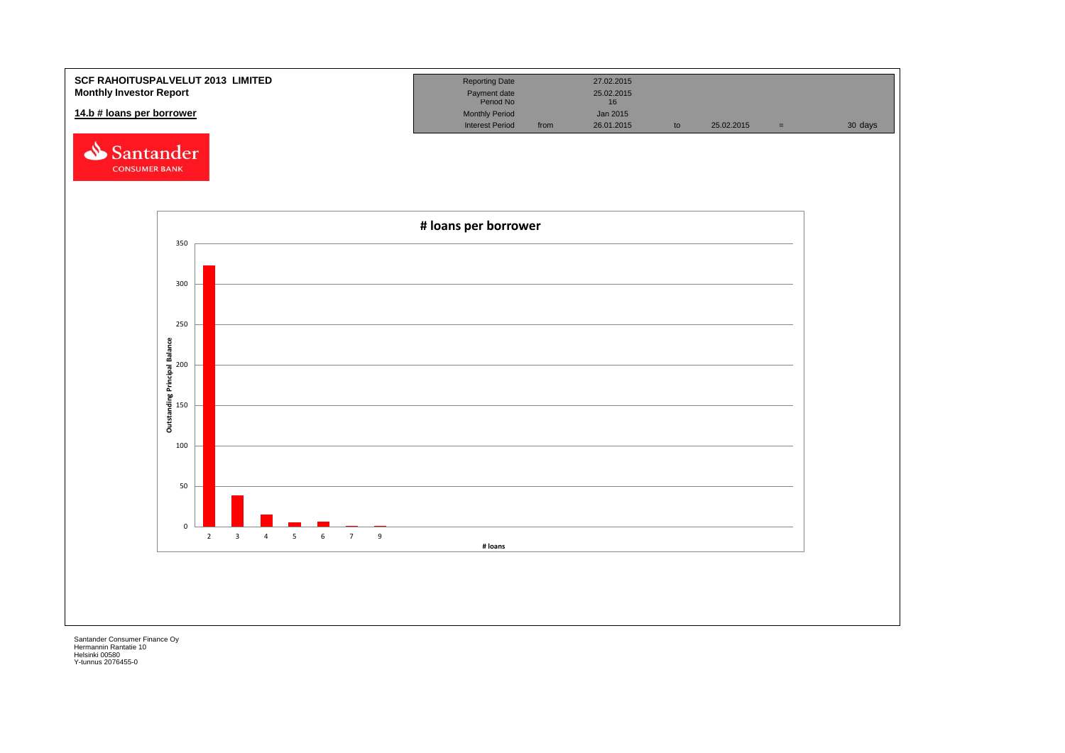**SCF RAHOITUSPALVELUT 2013 LIMITED**
**Monthly Investor Report**

## 14.b # loans per borrower

| Reporting Date | | 27.02.2015 | | | | |
|---|---|---|---|---|---|---|
| Payment date | | 25.02.2015 | | | | |
| Period No | | 16 | | | | |
| Monthly Period | | Jan 2015 | | | | |
| Interest Period | from | 26.01.2015 | to | 25.02.2015 | = | 30 days |

### # loans per borrower

Outstanding Principal Balance

| # loans | 2 | 3 | 4 | 5 | 6 | 7 | 9 |
|---|---|---|---|---|---|---|---|

Santander Consumer Finance Oy
Hermannin Rantatie 10
Helsinki 00580
Y-tunnus 2076455-0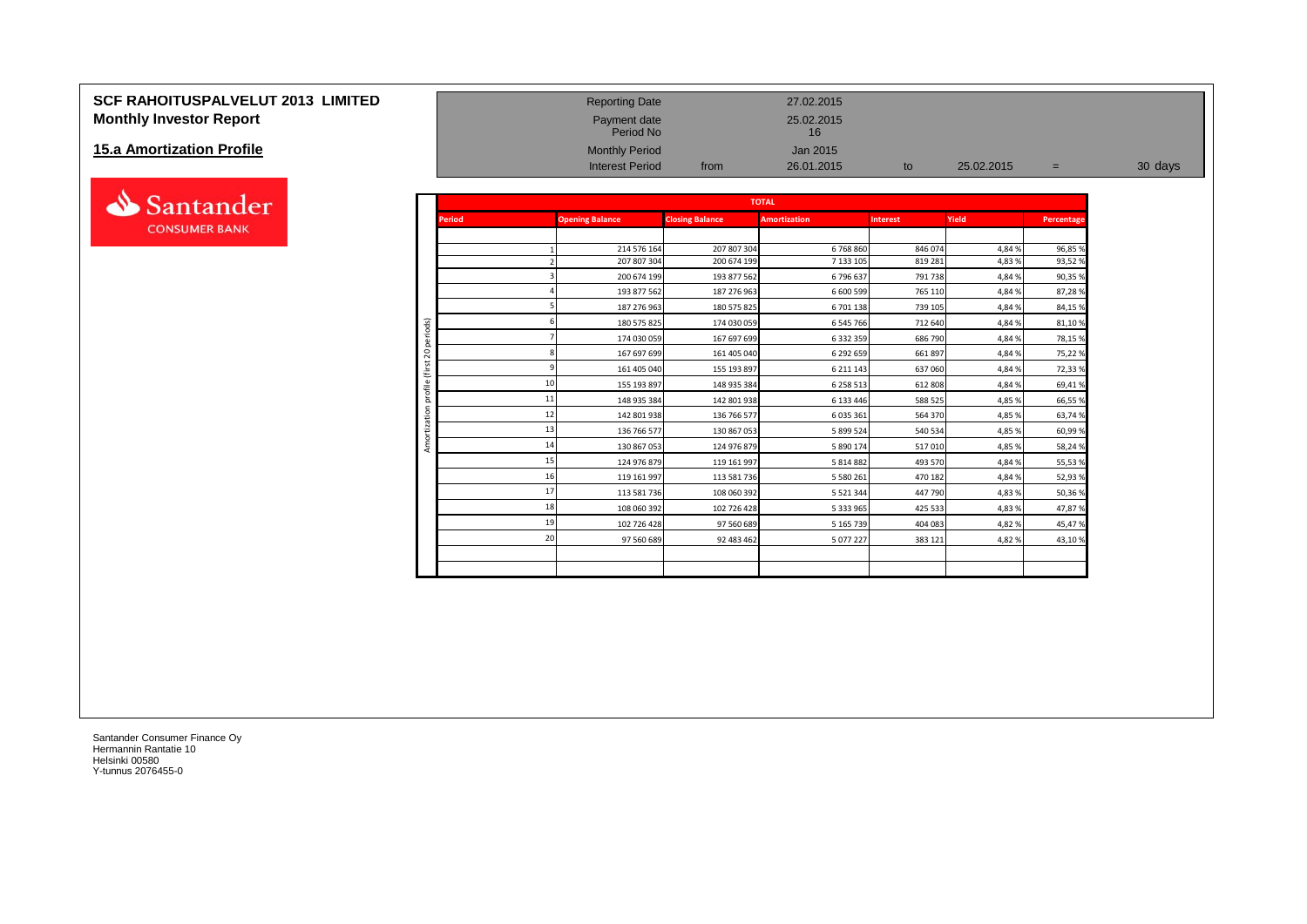# SCF RAHOITUSPALVELUT 2013 LIMITED
## Monthly Investor Report

### 15.a Amortization Profile

| | | | | | | |
|---|---|---|---|---|---|---|
| Reporting Date | | 27.02.2015 | | | | |
| Payment date | | 25.02.2015 | | | | |
| Period No | | 16 | | | | |
| Monthly Period | | Jan 2015 | | | | |
| Interest Period | from | 26.01.2015 | to | 25.02.2015 | = | 30 days |

Amortization profile (first 20 periods)

| TOTAL | | | | | | |
|---|---|---|---|---|---|---|
| Period | Opening Balance | Closing Balance | Amortization | Interest | Yield | Percentage |
| 1 | 214 576 164 | 207 807 304 | 6 768 860 | 846 074 | 4,84 % | 96,85 % |
| 2 | 207 807 304 | 200 674 199 | 7 133 105 | 819 281 | 4,83 % | 93,52 % |
| 3 | 200 674 199 | 193 877 562 | 6 796 637 | 791 738 | 4,84 % | 90,35 % |
| 4 | 193 877 562 | 187 276 963 | 6 600 599 | 765 110 | 4,84 % | 87,28 % |
| 5 | 187 276 963 | 180 575 825 | 6 701 138 | 739 105 | 4,84 % | 84,15 % |
| 6 | 180 575 825 | 174 030 059 | 6 545 766 | 712 640 | 4,84 % | 81,10 % |
| 7 | 174 030 059 | 167 697 699 | 6 332 359 | 686 790 | 4,84 % | 78,15 % |
| 8 | 167 697 699 | 161 405 040 | 6 292 659 | 661 897 | 4,84 % | 75,22 % |
| 9 | 161 405 040 | 155 193 897 | 6 211 143 | 637 060 | 4,84 % | 72,33 % |
| 10 | 155 193 897 | 148 935 384 | 6 258 513 | 612 808 | 4,84 % | 69,41 % |
| 11 | 148 935 384 | 142 801 938 | 6 133 446 | 588 525 | 4,85 % | 66,55 % |
| 12 | 142 801 938 | 136 766 577 | 6 035 361 | 564 370 | 4,85 % | 63,74 % |
| 13 | 136 766 577 | 130 867 053 | 5 899 524 | 540 534 | 4,85 % | 60,99 % |
| 14 | 130 867 053 | 124 976 879 | 5 890 174 | 517 010 | 4,85 % | 58,24 % |
| 15 | 124 976 879 | 119 161 997 | 5 814 882 | 493 570 | 4,84 % | 55,53 % |
| 16 | 119 161 997 | 113 581 736 | 5 580 261 | 470 182 | 4,84 % | 52,93 % |
| 17 | 113 581 736 | 108 060 392 | 5 521 344 | 447 790 | 4,83 % | 50,36 % |
| 18 | 108 060 392 | 102 726 428 | 5 333 965 | 425 533 | 4,83 % | 47,87 % |
| 19 | 102 726 428 | 97 560 689 | 5 165 739 | 404 083 | 4,82 % | 45,47 % |
| 20 | 97 560 689 | 92 483 462 | 5 077 227 | 383 121 | 4,82 % | 43,10 % |

Santander Consumer Finance Oy
Hermannin Rantatie 10
Helsinki 00580
Y-tunnus 2076455-0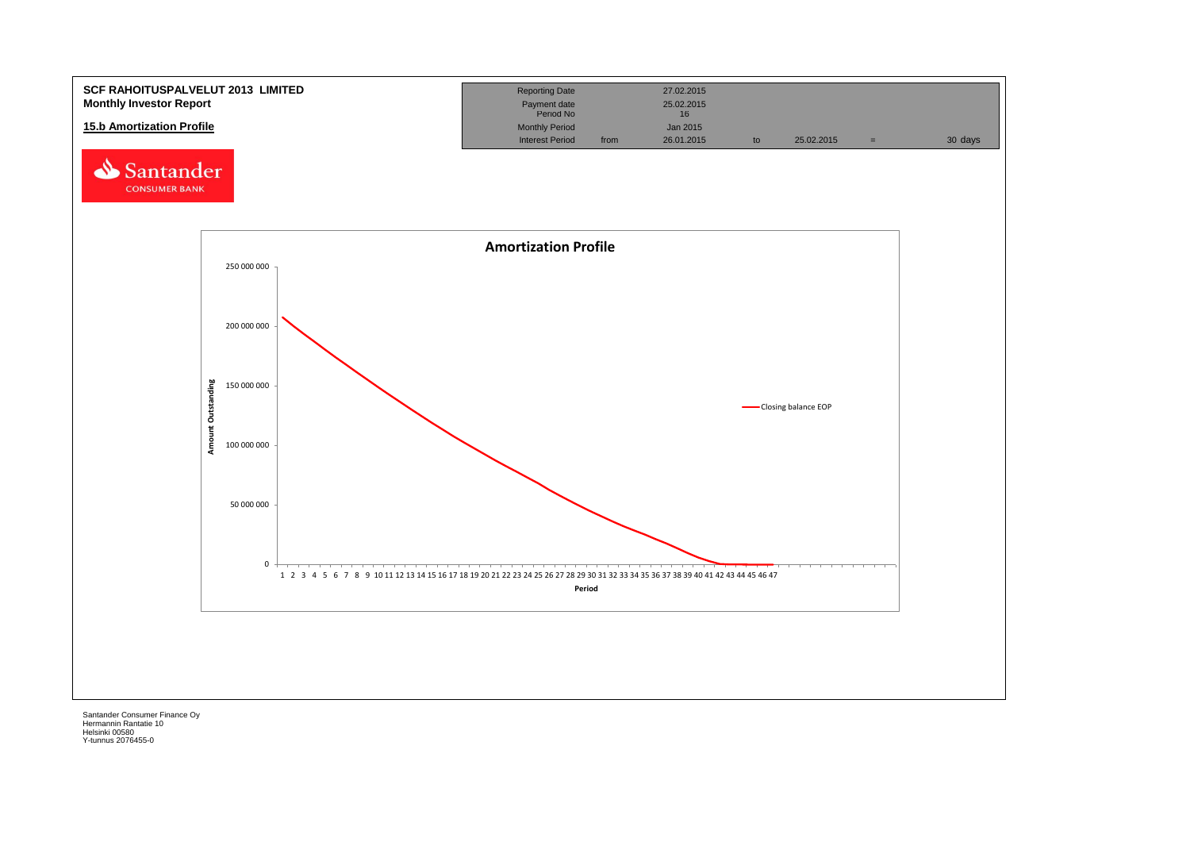**SCF RAHOITUSPALVELUT 2013 LIMITED**
**Monthly Investor Report**

**15.b Amortization Profile**

| Reporting Date | | 27.02.2015 | | | | |
|---|---|---|---|---|---|---|
| Payment date | | 25.02.2015 | | | | |
| Period No | | 16 | | | | |
| Monthly Period | | Jan 2015 | | | | |
| Interest Period | from | 26.01.2015 | to | 25.02.2015 | = | 30 days |

Santander CONSUMER BANK

**Amortization Profile**

Amount Outstanding: 250 000 000, 200 000 000, 150 000 000, 100 000 000, 50 000 000, 0

Period: 1 2 3 4 5 6 7 8 9 10 11 12 13 14 15 16 17 18 19 20 21 22 23 24 25 26 27 28 29 30 31 32 33 34 35 36 37 38 39 40 41 42 43 44 45 46 47

Closing balance EOP

Santander Consumer Finance Oy
Hermannin Rantatie 10
Helsinki 00580
Y-tunnus 2076455-0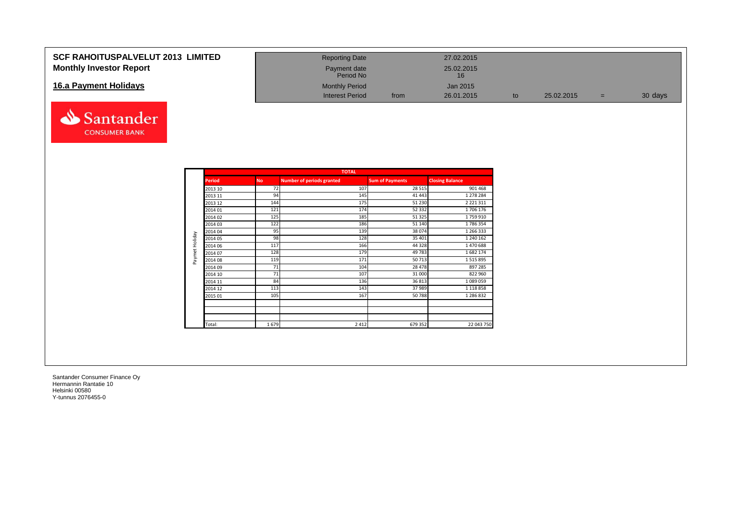**SCF RAHOITUSPALVELUT 2013 LIMITED**
**Monthly Investor Report**

## 16.a Payment Holidays

| Reporting Date | | 27.02.2015 | | | | |
|---|---|---|---|---|---|---|
| Payment date Period No | | 25.02.2015 16 | | | | |
| Monthly Period | | Jan 2015 | | | | |
| Interest Period | from | 26.01.2015 | to | 25.02.2015 | = | 30 days |

Santander CONSUMER BANK

| | TOTAL | | | | |
|---|---|---|---|---|---|
| | **Period** | **No** | **Number of periods granted** | **Sum of Payments** | **Closing Balance** |
| Paymet Holiday | 2013 10 | 72 | 107 | 28 515 | 901 468 |
| | 2013 11 | 94 | 145 | 41 443 | 1 278 284 |
| | 2013 12 | 144 | 175 | 51 230 | 2 221 311 |
| | 2014 01 | 121 | 174 | 52 332 | 1 706 176 |
| | 2014 02 | 125 | 185 | 51 325 | 1 759 910 |
| | 2014 03 | 122 | 186 | 51 140 | 1 786 354 |
| | 2014 04 | 95 | 139 | 38 074 | 1 266 333 |
| | 2014 05 | 98 | 128 | 35 401 | 1 240 162 |
| | 2014 06 | 117 | 166 | 44 328 | 1 470 688 |
| | 2014 07 | 128 | 179 | 49 783 | 1 682 174 |
| | 2014 08 | 119 | 171 | 50 713 | 1 515 895 |
| | 2014 09 | 71 | 104 | 28 478 | 897 285 |
| | 2014 10 | 71 | 107 | 31 000 | 822 960 |
| | 2014 11 | 84 | 136 | 36 813 | 1 089 059 |
| | 2014 12 | 113 | 143 | 37 989 | 1 118 858 |
| | 2015 01 | 105 | 167 | 50 788 | 1 286 832 |
| | | | | | |
| | | | | | |
| | | | | | |
| | Total: | 1 679 | 2 412 | 679 352 | 22 043 750 |

Santander Consumer Finance Oy
Hermannin Rantatie 10
Helsinki 00580
Y-tunnus 2076455-0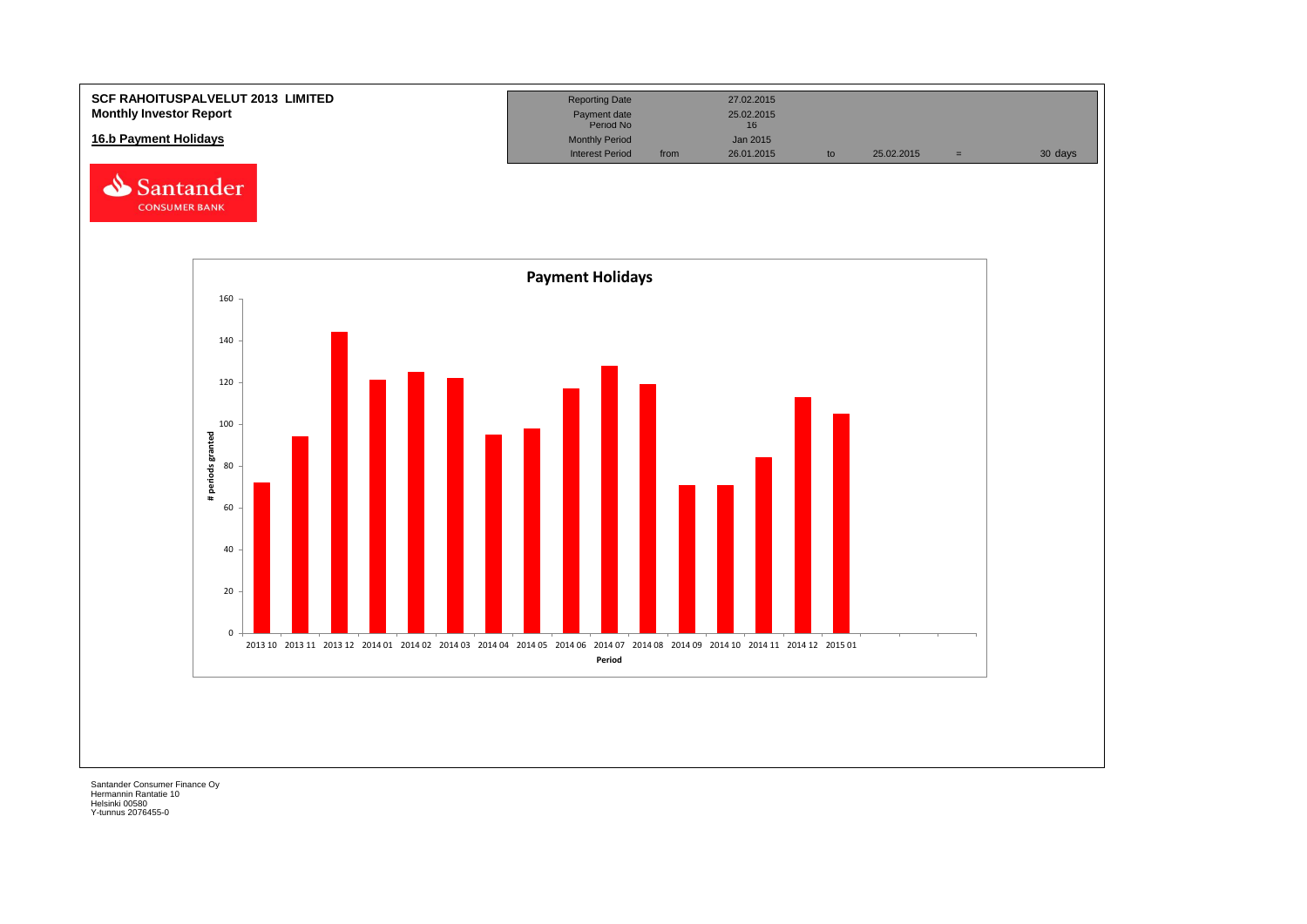**SCF RAHOITUSPALVELUT 2013 LIMITED**
**Monthly Investor Report**

**16.b Payment Holidays**

| Reporting Date | | 27.02.2015 | | | | |
|---|---|---|---|---|---|---|
| Payment date | | 25.02.2015 | | | | |
| Period No | | 16 | | | | |
| Monthly Period | | Jan 2015 | | | | |
| Interest Period | from | 26.01.2015 | to | 25.02.2015 | = | 30 days |

**Payment Holidays**

| Period | # periods granted |
|---|---|
| 2013 10 | 72 |
| 2013 11 | 94 |
| 2013 12 | 144 |
| 2014 01 | 121 |
| 2014 02 | 125 |
| 2014 03 | 122 |
| 2014 04 | 95 |
| 2014 05 | 98 |
| 2014 06 | 117 |
| 2014 07 | 128 |
| 2014 08 | 119 |
| 2014 09 | 71 |
| 2014 10 | 71 |
| 2014 11 | 84 |
| 2014 12 | 113 |
| 2015 01 | 105 |

Santander Consumer Finance Oy
Hermannin Rantatie 10
Helsinki 00580
Y-tunnus 2076455-0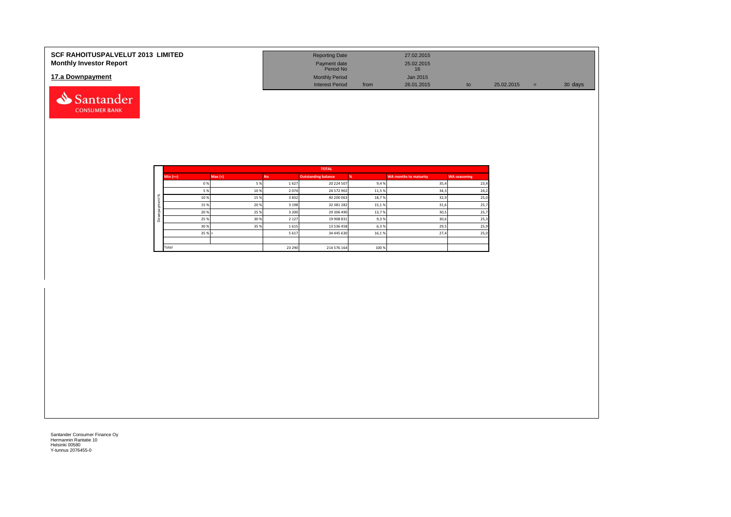# SCF RAHOITUSPALVELUT 2013 LIMITED
## Monthly Investor Report

## 17.a Downpayment

| | | | | | | |
|---|---|---|---|---|---|---|
| Reporting Date | | 27.02.2015 | | | | |
| Payment date | | 25.02.2015 | | | | |
| Period No | | 16 | | | | |
| Monthly Period | | Jan 2015 | | | | |
| Interest Period | from | 26.01.2015 | to | 25.02.2015 | = | 30 days |

| | TOTAL | | | | | | |
|---|---|---|---|---|---|---|---|
| | Min (>=) | Max (<) | No | Outstanding balance | % | WA months to maturity | WA seasoning |
| Downpayment % | 0 % | 5 % | 1 627 | 20 224 507 | 9,4 % | 35,4 | 23,4 |
| | 5 % | 10 % | 2 074 | 24 572 902 | 11,5 % | 34,3 | 24,2 |
| | 10 % | 15 % | 3 832 | 40 200 063 | 18,7 % | 32,9 | 25,0 |
| | 15 % | 20 % | 3 198 | 32 381 282 | 15,1 % | 31,6 | 25,7 |
| | 20 % | 25 % | 3 200 | 29 306 490 | 13,7 % | 30,5 | 25,7 |
| | 25 % | 30 % | 2 127 | 19 908 831 | 9,3 % | 30,6 | 25,3 |
| | 30 % | 35 % | 1 615 | 13 536 458 | 6,3 % | 29,5 | 25,9 |
| | 35 % | > | 5 617 | 34 445 630 | 16,1 % | 27,4 | 25,0 |
| | | | | | | | |
| | Total | | 23 290 | 214 576 164 | 100 % | | |

Santander Consumer Finance Oy
Hermannin Rantatie 10
Helsinki 00580
Y-tunnus 2076455-0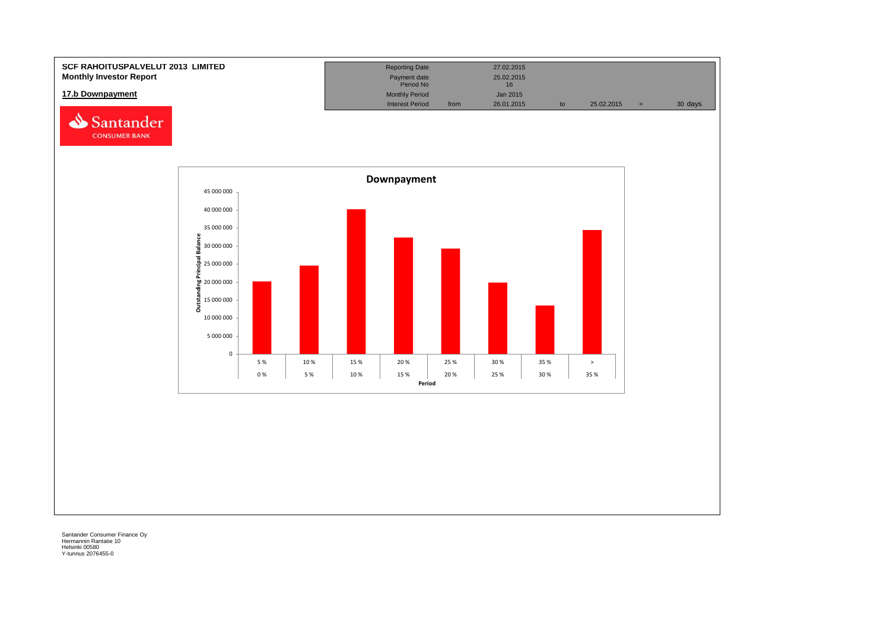**SCF RAHOITUSPALVELUT 2013 LIMITED**
**Monthly Investor Report**

## 17.b Downpayment

| Reporting Date | | 27.02.2015 | | | | |
|---|---|---|---|---|---|---|
| Payment date | | 25.02.2015 | | | | |
| Period No | | 16 | | | | |
| Monthly Period | | Jan 2015 | | | | |
| Interest Period | from | 26.01.2015 | to | 25.02.2015 | = | 30 days |

**Downpayment**

Outstanding Principal Balance

| Period (from) | Period (to) | Approx. Outstanding Principal Balance |
|---|---|---|
| 0 % | 5 % | 20 000 000 |
| 5 % | 10 % | 24 500 000 |
| 10 % | 15 % | 40 000 000 |
| 15 % | 20 % | 32 300 000 |
| 20 % | 25 % | 29 200 000 |
| 25 % | 30 % | 19 800 000 |
| 30 % | 35 % | 13 500 000 |
| 35 % | > | 34 500 000 |

Santander Consumer Finance Oy
Hermannin Rantatie 10
Helsinki 00580
Y-tunnus 2076455-0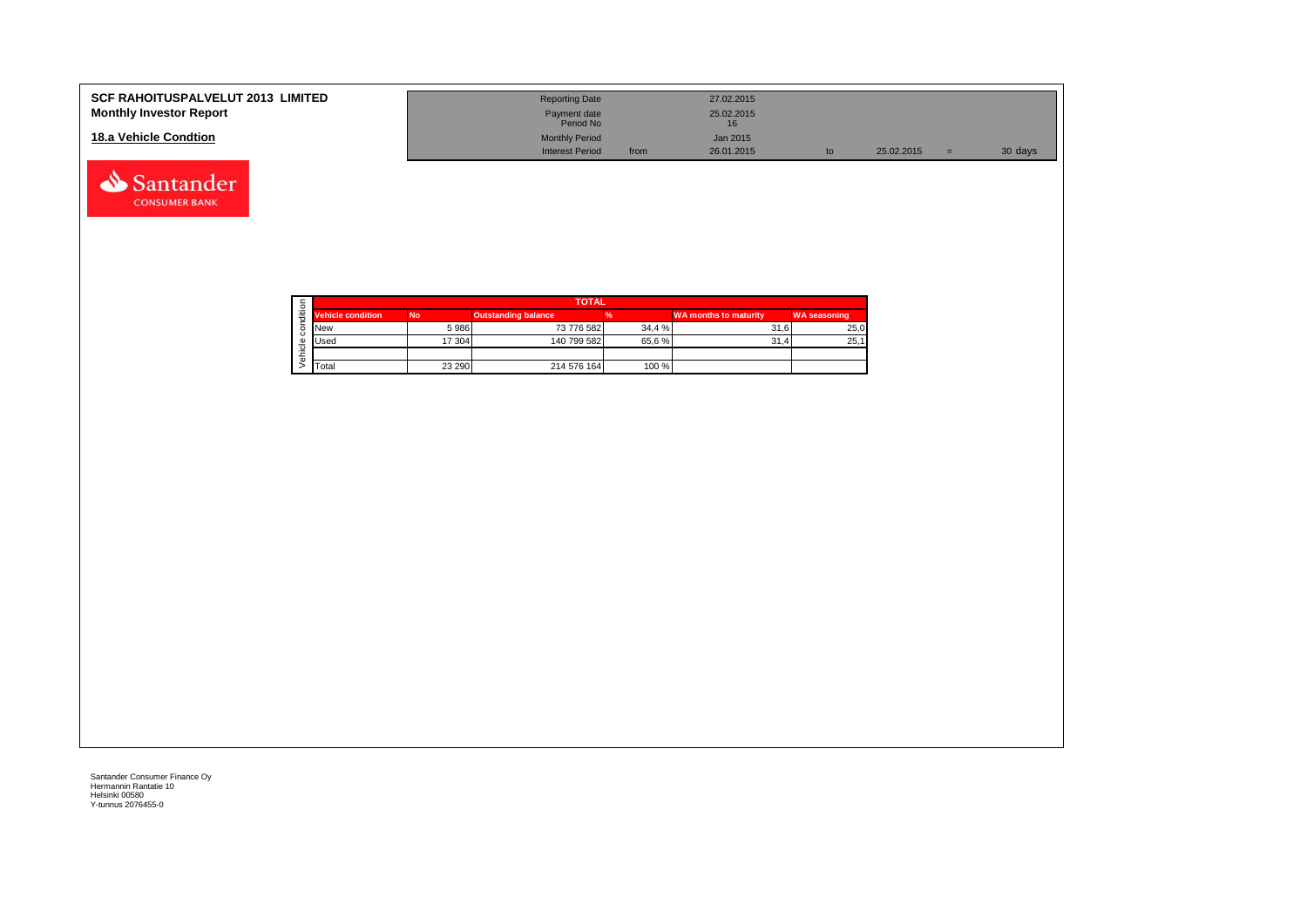**SCF RAHOITUSPALVELUT 2013 LIMITED**
**Monthly Investor Report**

## 18.a Vehicle Condtion

| | | | | | | |
|---|---|---|---|---|---|---|
| Reporting Date | | 27.02.2015 | | | | |
| Payment date | | 25.02.2015 | | | | |
| Period No | | 16 | | | | |
| Monthly Period | | Jan 2015 | | | | |
| Interest Period | from | 26.01.2015 | to | 25.02.2015 | = | 30 days |

| Vehicle condition | TOTAL | | | | |
|---|---|---|---|---|---|
| **Vehicle condition** | **No** | **Outstanding balance** | **%** | **WA months to maturity** | **WA seasoning** |
| New | 5 986 | 73 776 582 | 34,4 % | 31,6 | 25,0 |
| Used | 17 304 | 140 799 582 | 65,6 % | 31,4 | 25,1 |
| | | | | | |
| Total | 23 290 | 214 576 164 | 100 % | | |

Santander Consumer Finance Oy
Hermannin Rantatie 10
Helsinki 00580
Y-tunnus 2076455-0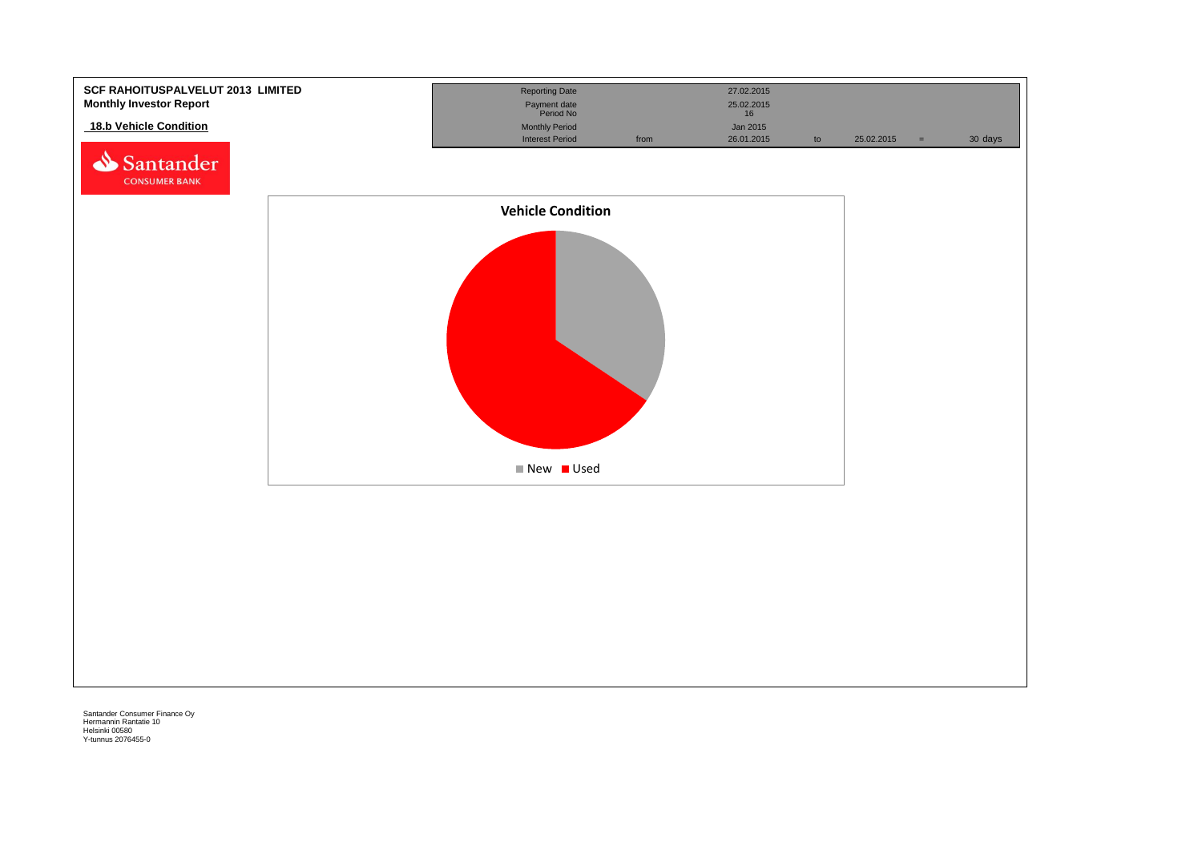**SCF RAHOITUSPALVELUT 2013 LIMITED**
**Monthly Investor Report**

## 18.b Vehicle Condition

| Reporting Date | | 27.02.2015 | | | | |
|---|---|---|---|---|---|---|
| Payment date | | 25.02.2015 | | | | |
| Period No | | 16 | | | | |
| Monthly Period | | Jan 2015 | | | | |
| Interest Period | from | 26.01.2015 | to | 25.02.2015 | = | 30 days |

**Vehicle Condition**

New ■ Used ■

Santander Consumer Finance Oy
Hermannin Rantatie 10
Helsinki 00580
Y-tunnus 2076455-0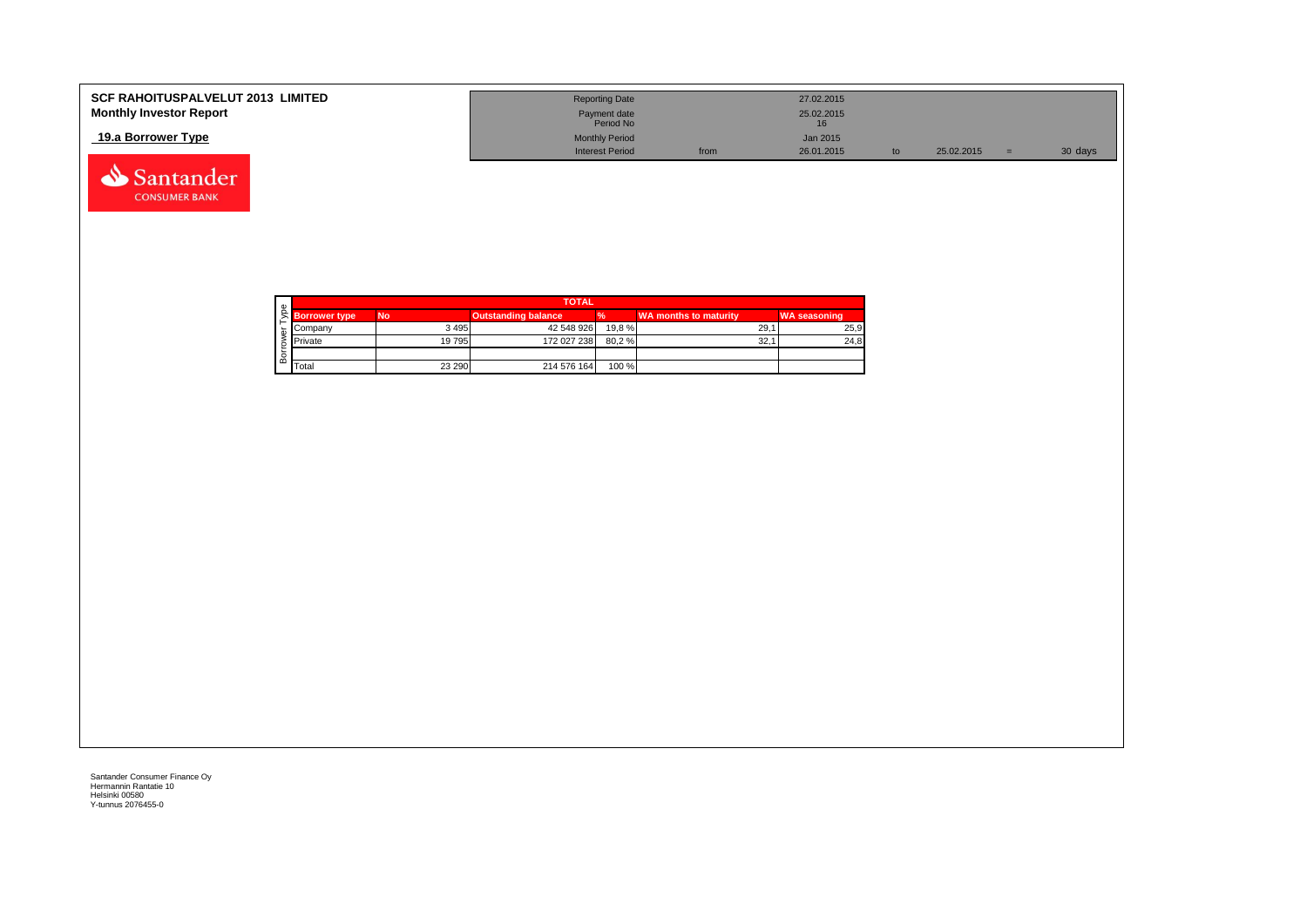# SCF RAHOITUSPALVELUT 2013 LIMITED
## Monthly Investor Report

### 19.a Borrower Type

| | | | | | | |
|---|---|---|---|---|---|---|
| Reporting Date | | 27.02.2015 | | | | |
| Payment date | | 25.02.2015 | | | | |
| Period No | | 16 | | | | |
| Monthly Period | | Jan 2015 | | | | |
| Interest Period | from | 26.01.2015 | to | 25.02.2015 | = | 30 days |

| Borrower Type | TOTAL | | | | | |
|---|---|---|---|---|---|---|
| Borrower type | No | Outstanding balance | % | WA months to maturity | WA seasoning |
| Company | 3 495 | 42 548 926 | 19,8 % | 29,1 | 25,9 |
| Private | 19 795 | 172 027 238 | 80,2 % | 32,1 | 24,8 |
| | | | | | |
| Total | 23 290 | 214 576 164 | 100 % | | |

Santander Consumer Finance Oy
Hermannin Rantatie 10
Helsinki 00580
Y-tunnus 2076455-0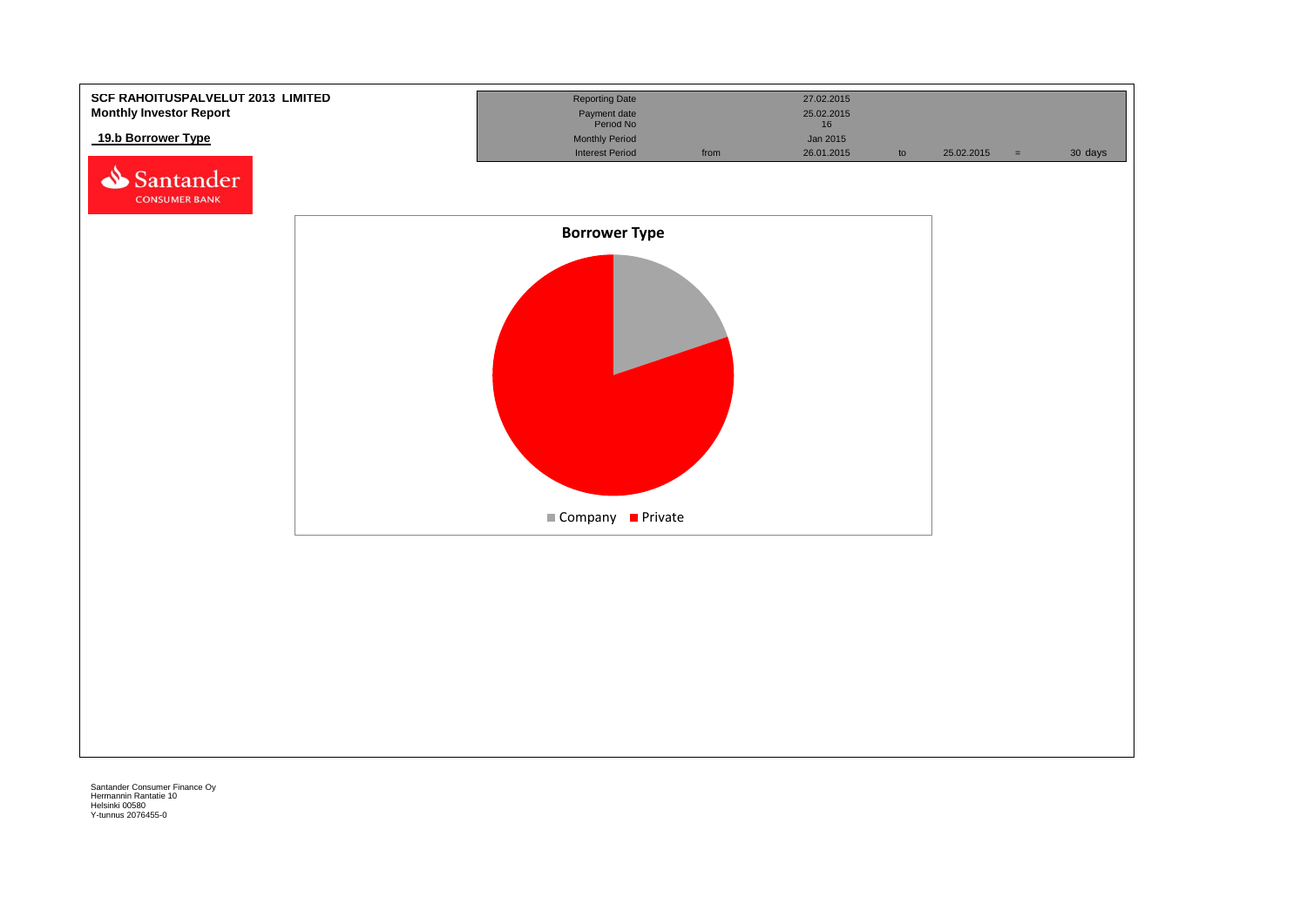**SCF RAHOITUSPALVELUT 2013 LIMITED**
**Monthly Investor Report**

## 19.b Borrower Type

| | | | | | | |
|---|---|---|---|---|---|---|
| Reporting Date | | 27.02.2015 | | | | |
| Payment date | | 25.02.2015 | | | | |
| Period No | | 16 | | | | |
| Monthly Period | | Jan 2015 | | | | |
| Interest Period | from | 26.01.2015 | to | 25.02.2015 | = | 30 days |

**Borrower Type**

Company | Private

Santander Consumer Finance Oy
Hermannin Rantatie 10
Helsinki 00580
Y-tunnus 2076455-0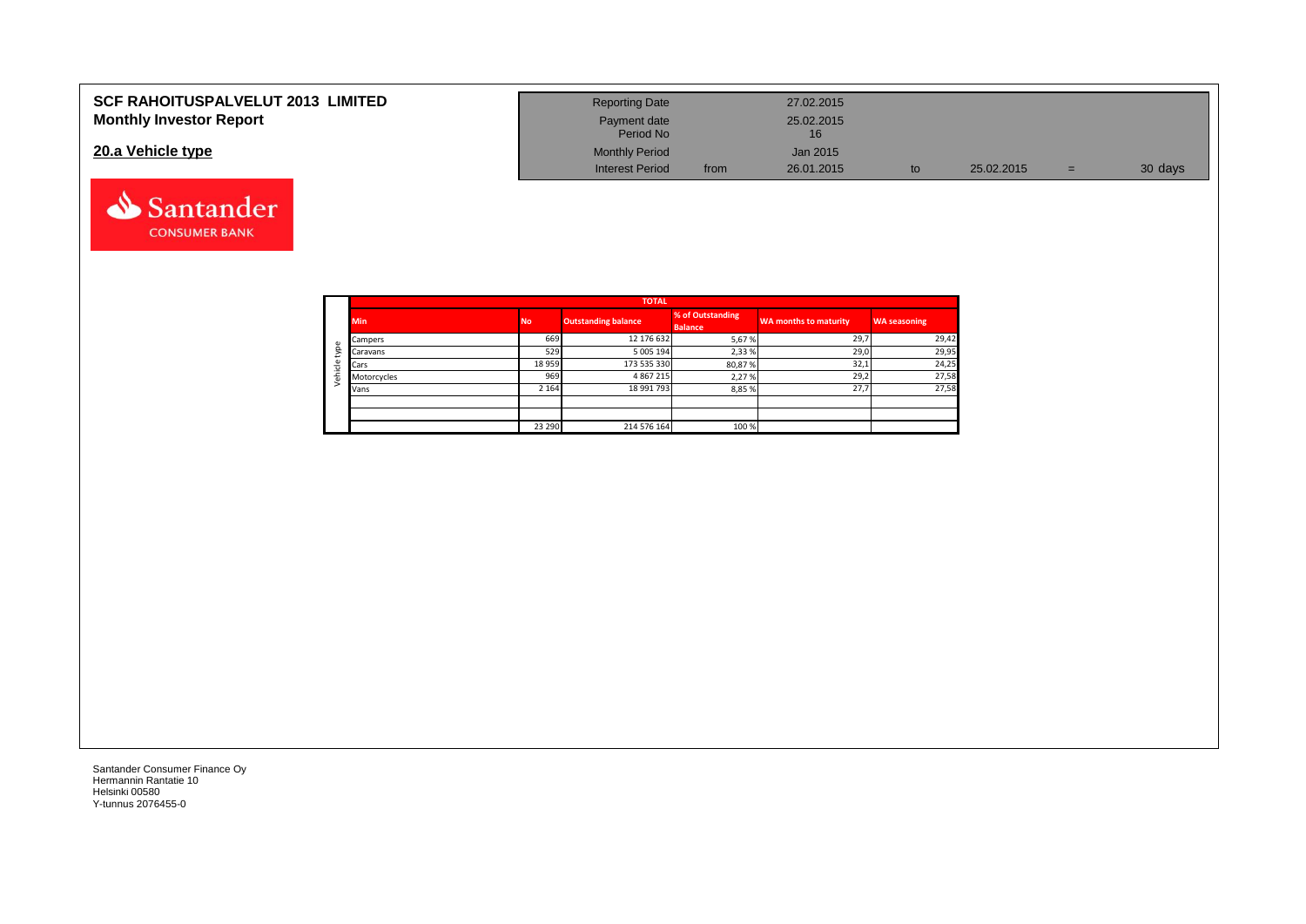# SCF RAHOITUSPALVELUT 2013 LIMITED

## Monthly Investor Report

## 20.a Vehicle type

| | | | | | | |
|---|---|---|---|---|---|---|
| Reporting Date | | 27.02.2015 | | | | |
| Payment date | | 25.02.2015 | | | | |
| Period No | | 16 | | | | |
| Monthly Period | | Jan 2015 | | | | |
| Interest Period | from | 26.01.2015 | to | 25.02.2015 | = | 30 days |

| | TOTAL | | | | | |
|---|---|---|---|---|---|---|
| | Min | No | Outstanding balance | % of Outstanding Balance | WA months to maturity | WA seasoning |
| Vehicle type | Campers | 669 | 12 176 632 | 5,67 % | 29,7 | 29,42 |
| | Caravans | 529 | 5 005 194 | 2,33 % | 29,0 | 29,95 |
| | Cars | 18 959 | 173 535 330 | 80,87 % | 32,1 | 24,25 |
| | Motorcycles | 969 | 4 867 215 | 2,27 % | 29,2 | 27,58 |
| | Vans | 2 164 | 18 991 793 | 8,85 % | 27,7 | 27,58 |
| | | | | | | |
| | | | | | | |
| | | 23 290 | 214 576 164 | 100 % | | |

Santander Consumer Finance Oy
Hermannin Rantatie 10
Helsinki 00580
Y-tunnus 2076455-0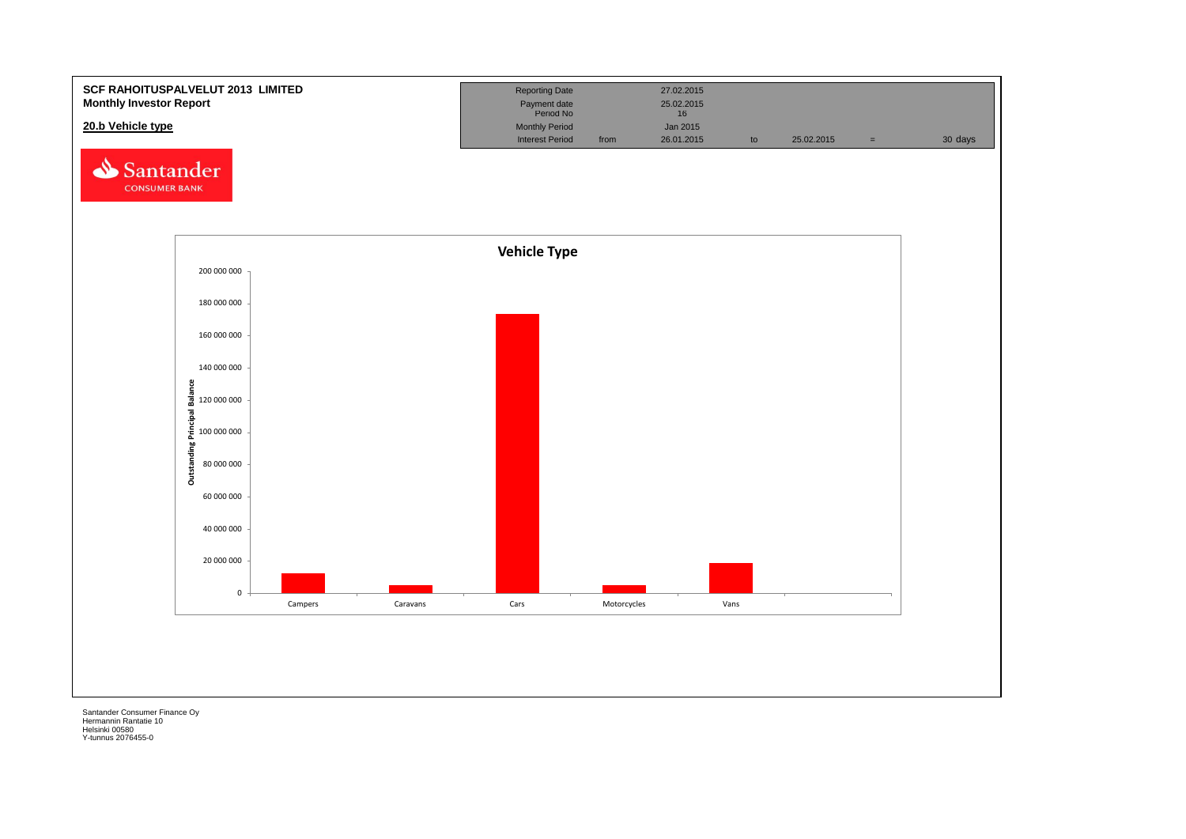**SCF RAHOITUSPALVELUT 2013 LIMITED**
**Monthly Investor Report**

## 20.b Vehicle type

| Reporting Date | | 27.02.2015 | | | | |
|---|---|---|---|---|---|---|
| Payment date | | 25.02.2015 | | | | |
| Period No | | 16 | | | | |
| Monthly Period | | Jan 2015 | | | | |
| Interest Period | from | 26.01.2015 | to | 25.02.2015 | = | 30 days |

**Vehicle Type**

Outstanding Principal Balance

200 000 000
180 000 000
160 000 000
140 000 000
120 000 000
100 000 000
80 000 000
60 000 000
40 000 000
20 000 000
0

Campers | Caravans | Cars | Motorcycles | Vans

Santander Consumer Finance Oy
Hermannin Rantatie 10
Helsinki 00580
Y-tunnus 2076455-0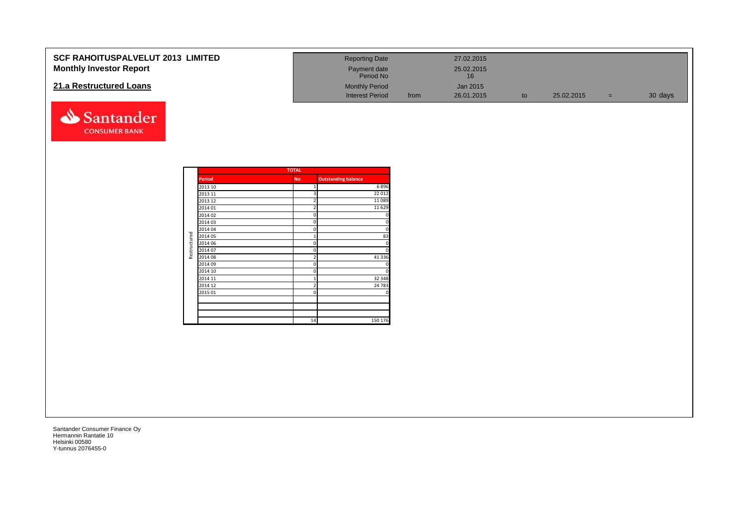# SCF RAHOITUSPALVELUT 2013 LIMITED

## Monthly Investor Report

## 21.a Restructured Loans

| | | | | | | |
|---|---|---|---|---|---|---|
| Reporting Date | | 27.02.2015 | | | | |
| Payment date | | 25.02.2015 | | | | |
| Period No | | 16 | | | | |
| Monthly Period | | Jan 2015 | | | | |
| Interest Period | from | 26.01.2015 | to | 25.02.2015 | = | 30 days |

| | TOTAL | | |
|---|---|---|---|
| | Period | No | Outstanding balance |
| Restructured | 2013 10 | 1 | 6 896 |
| | 2013 11 | 3 | 22 012 |
| | 2013 12 | 2 | 11 089 |
| | 2014 01 | 2 | 11 629 |
| | 2014 02 | 0 | 0 |
| | 2014 03 | 0 | 0 |
| | 2014 04 | 0 | 0 |
| | 2014 05 | 1 | 83 |
| | 2014 06 | 0 | 0 |
| | 2014 07 | 0 | 0 |
| | 2014 08 | 2 | 41 336 |
| | 2014 09 | 0 | 0 |
| | 2014 10 | 0 | 0 |
| | 2014 11 | 1 | 32 348 |
| | 2014 12 | 2 | 24 783 |
| | 2015 01 | 0 | 0 |
| | | | |
| | | | |
| | | 14 | 150 176 |

Santander Consumer Finance Oy
Hermannin Rantatie 10
Helsinki 00580
Y-tunnus 2076455-0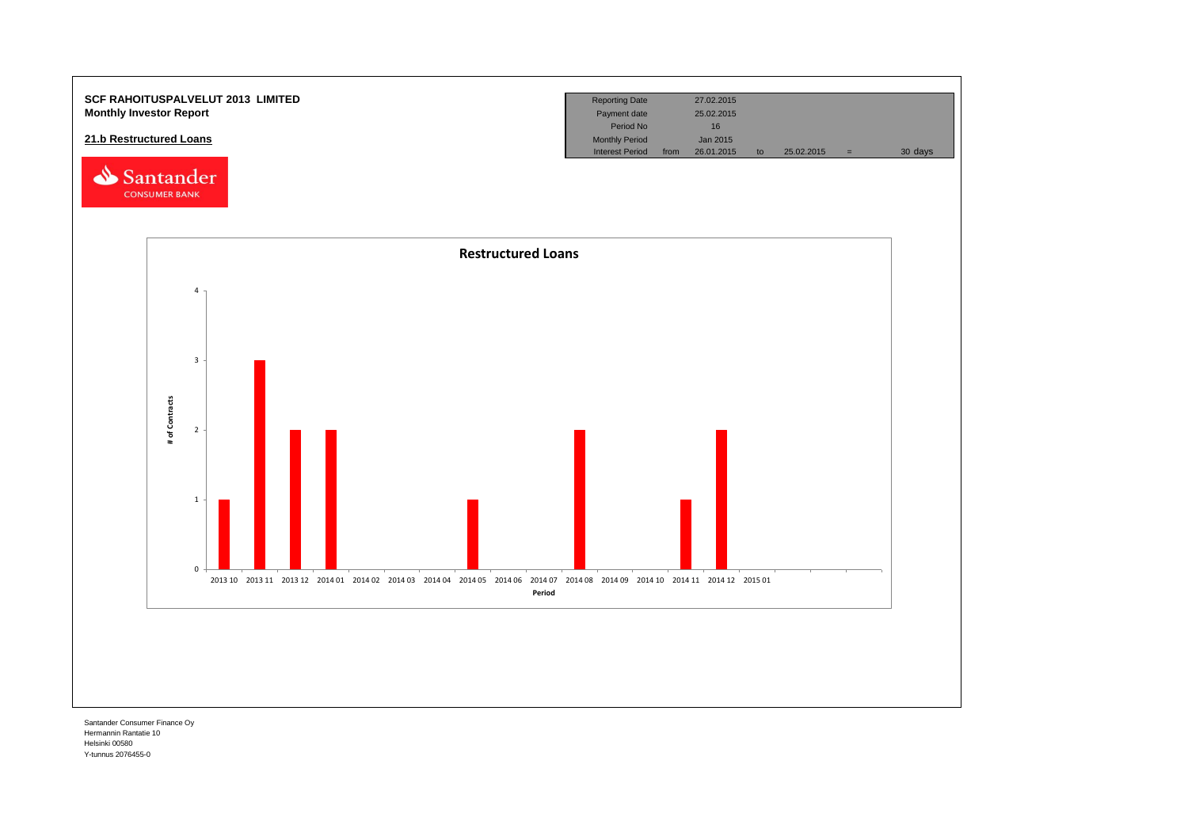**SCF RAHOITUSPALVELUT 2013 LIMITED**
**Monthly Investor Report**

**21.b Restructured Loans**

| Reporting Date | | 27.02.2015 | | | | |
|---|---|---|---|---|---|---|
| Payment date | | 25.02.2015 | | | | |
| Period No | | 16 | | | | |
| Monthly Period | | Jan 2015 | | | | |
| Interest Period | from | 26.01.2015 | to | 25.02.2015 | = | 30 days |

**Restructured Loans**

| Period | # of Contracts |
|---|---|
| 2013 10 | 1 |
| 2013 11 | 3 |
| 2013 12 | 2 |
| 2014 01 | 2 |
| 2014 02 | 0 |
| 2014 03 | 0 |
| 2014 04 | 0 |
| 2014 05 | 1 |
| 2014 06 | 0 |
| 2014 07 | 0 |
| 2014 08 | 2 |
| 2014 09 | 0 |
| 2014 10 | 0 |
| 2014 11 | 1 |
| 2014 12 | 2 |
| 2015 01 | 0 |

Santander Consumer Finance Oy
Hermannin Rantatie 10
Helsinki 00580
Y-tunnus 2076455-0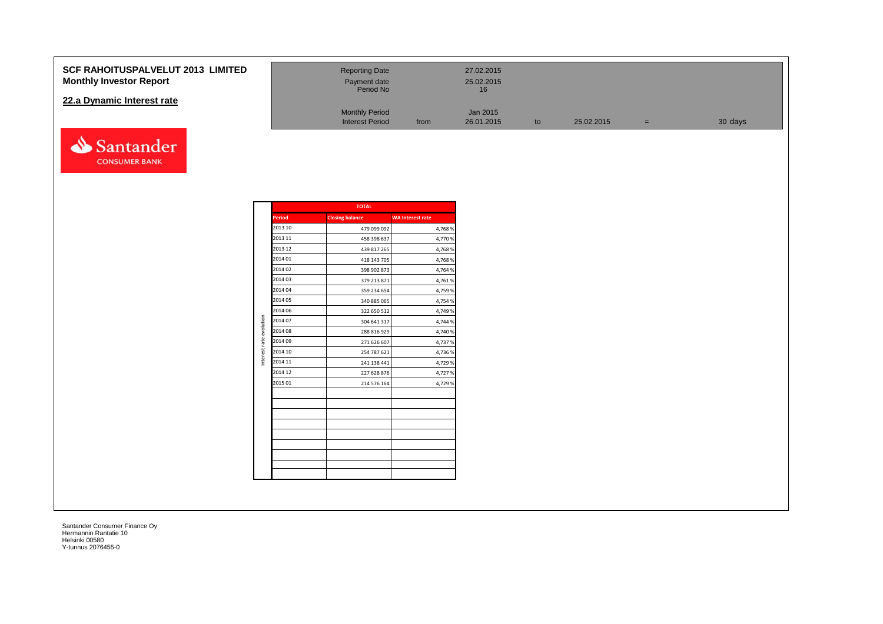**SCF RAHOITUSPALVELUT 2013 LIMITED**
**Monthly Investor Report**

## 22.a Dynamic Interest rate

| | | | | | | |
|---|---|---|---|---|---|---|
| Reporting Date | | 27.02.2015 | | | | |
| Payment date | | 25.02.2015 | | | | |
| Period No | | 16 | | | | |
| Monthly Period | | Jan 2015 | | | | |
| Interest Period | from | 26.01.2015 | to | 25.02.2015 | = | 30 days |

Santander CONSUMER BANK

Interest rate evolution

| TOTAL | | |
|---|---|---|
| **Period** | **Closing balance** | **WA Interest rate** |
| 2013 10 | 479 099 092 | 4,768 % |
| 2013 11 | 458 398 637 | 4,770 % |
| 2013 12 | 439 817 265 | 4,768 % |
| 2014 01 | 418 143 705 | 4,768 % |
| 2014 02 | 398 902 873 | 4,764 % |
| 2014 03 | 379 213 871 | 4,761 % |
| 2014 04 | 359 234 654 | 4,759 % |
| 2014 05 | 340 885 065 | 4,754 % |
| 2014 06 | 322 650 512 | 4,749 % |
| 2014 07 | 304 641 317 | 4,744 % |
| 2014 08 | 288 816 929 | 4,740 % |
| 2014 09 | 271 626 607 | 4,737 % |
| 2014 10 | 254 787 621 | 4,736 % |
| 2014 11 | 241 138 441 | 4,729 % |
| 2014 12 | 227 628 876 | 4,727 % |
| 2015 01 | 214 576 164 | 4,729 % |

Santander Consumer Finance Oy
Hermannin Rantatie 10
Helsinki 00580
Y-tunnus 2076455-0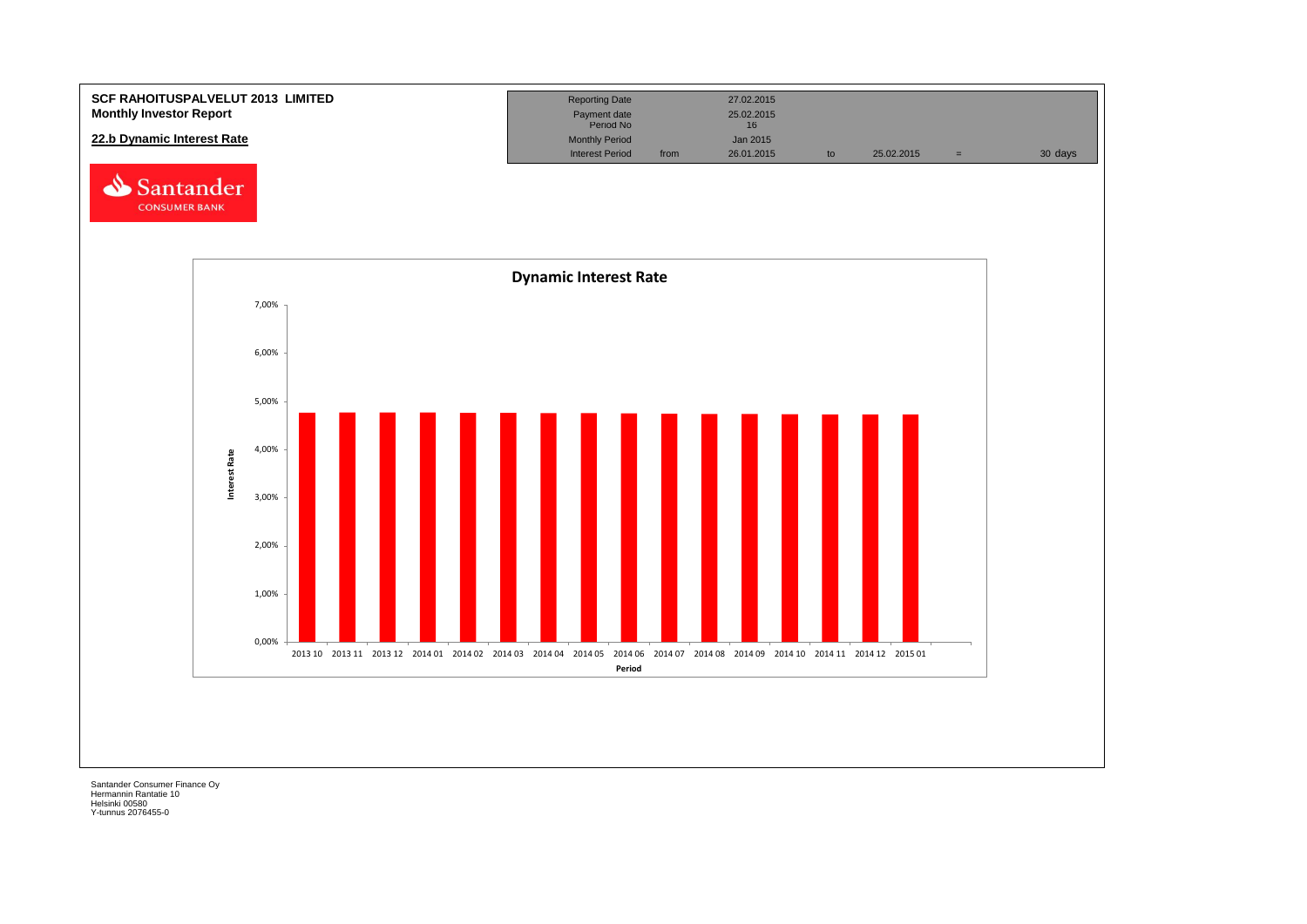**SCF RAHOITUSPALVELUT 2013 LIMITED**
**Monthly Investor Report**

**22.b Dynamic Interest Rate**

| | | | | | | |
|---|---|---|---|---|---|---|
| Reporting Date | | 27.02.2015 | | | | |
| Payment date | | 25.02.2015 | | | | |
| Period No | | 16 | | | | |
| Monthly Period | | Jan 2015 | | | | |
| Interest Period | from | 26.01.2015 | to | 25.02.2015 | = | 30 days |

**Dynamic Interest Rate**

Interest Rate (y-axis): 0,00% – 7,00%

Period (x-axis): 2013 10, 2013 11, 2013 12, 2014 01, 2014 02, 2014 03, 2014 04, 2014 05, 2014 06, 2014 07, 2014 08, 2014 09, 2014 10, 2014 11, 2014 12, 2015 01

Santander Consumer Finance Oy
Hermannin Rantatie 10
Helsinki 00580
Y-tunnus 2076455-0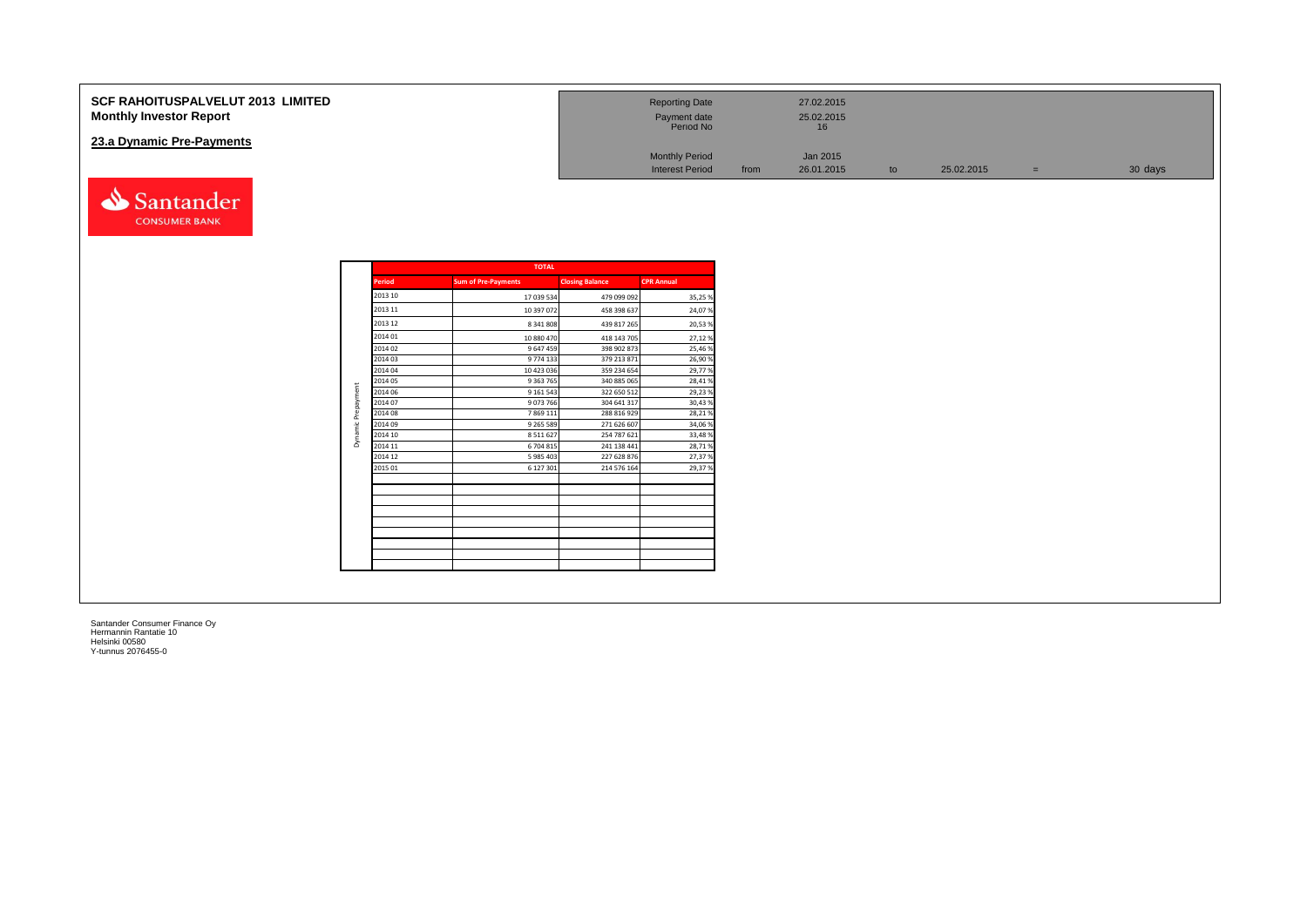# SCF RAHOITUSPALVELUT 2013 LIMITED
## Monthly Investor Report

### 23.a Dynamic Pre-Payments

| | | | | | | | |
|---|---|---|---|---|---|---|---|
| Reporting Date | | 27.02.2015 | | | | | |
| Payment date | | 25.02.2015 | | | | | |
| Period No | | 16 | | | | | |
| Monthly Period | | Jan 2015 | | | | | |
| Interest Period | from | 26.01.2015 | to | 25.02.2015 | = | 30 days | |

Santander CONSUMER BANK

| | TOTAL | | | |
|---|---|---|---|---|
| | Period | Sum of Pre-Payments | Closing Balance | CPR Annual |
| Dynamic Prepayment | 2013 10 | 17 039 534 | 479 099 092 | 35,25 % |
| | 2013 11 | 10 397 072 | 458 398 637 | 24,07 % |
| | 2013 12 | 8 341 808 | 439 817 265 | 20,53 % |
| | 2014 01 | 10 880 470 | 418 143 705 | 27,12 % |
| | 2014 02 | 9 647 459 | 398 902 873 | 25,46 % |
| | 2014 03 | 9 774 133 | 379 213 871 | 26,90 % |
| | 2014 04 | 10 423 036 | 359 234 654 | 29,77 % |
| | 2014 05 | 9 363 765 | 340 885 065 | 28,41 % |
| | 2014 06 | 9 161 543 | 322 650 512 | 29,23 % |
| | 2014 07 | 9 073 766 | 304 641 317 | 30,43 % |
| | 2014 08 | 7 869 111 | 288 816 929 | 28,21 % |
| | 2014 09 | 9 265 589 | 271 626 607 | 34,06 % |
| | 2014 10 | 8 511 627 | 254 787 621 | 33,48 % |
| | 2014 11 | 6 704 815 | 241 138 441 | 28,71 % |
| | 2014 12 | 5 985 403 | 227 628 876 | 27,37 % |
| | 2015 01 | 6 127 301 | 214 576 164 | 29,37 % |

Santander Consumer Finance Oy
Hermannin Rantatie 10
Helsinki 00580
Y-tunnus 2076455-0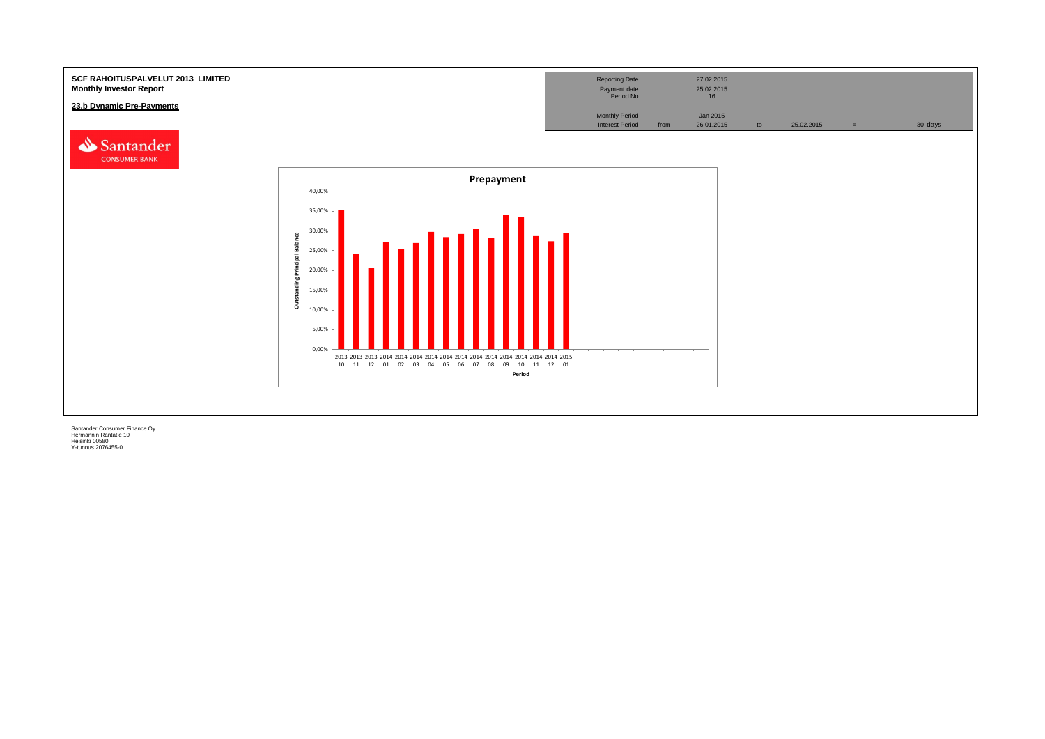**SCF RAHOITUSPALVELUT 2013 LIMITED**
**Monthly Investor Report**

**23.b Dynamic Pre-Payments**

| Reporting Date | | 27.02.2015 | | | | |
|---|---|---|---|---|---|---|
| Payment date | | 25.02.2015 | | | | |
| Period No | | 16 | | | | |
| Monthly Period | | Jan 2015 | | | | |
| Interest Period | from | 26.01.2015 | to | 25.02.2015 | = | 30 days |

**Prepayment**

Outstanding Principal Balance

Period

Santander Consumer Finance Oy
Hermannin Rantatie 10
Helsinki 00580
Y-tunnus 2076455-0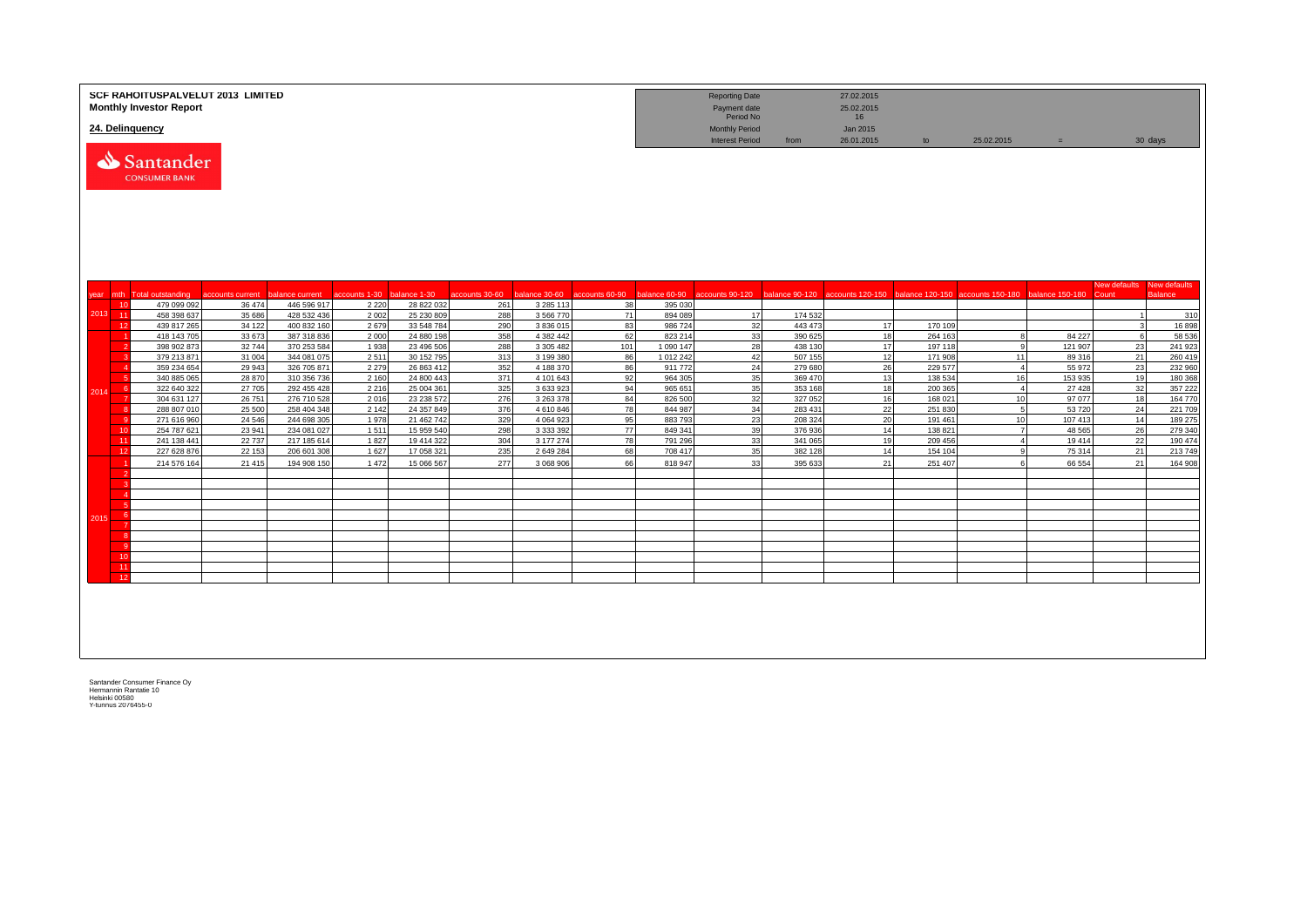**SCF RAHOITUSPALVELUT 2013 LIMITED**
**Monthly Investor Report**

**24. Delinquency**

| | | | | | |
|---|---|---|---|---|---|
| Reporting Date | | 27.02.2015 | | | |
| Payment date | | 25.02.2015 | | | |
| Period No | | 16 | | | |
| Monthly Period | | Jan 2015 | | | |
| Interest Period | from | 26.01.2015 | to | 25.02.2015 | = 30 days |

| year | mth | Total outstanding | accounts current | balance current | accounts 1-30 | balance 1-30 | accounts 30-60 | balance 30-60 | accounts 60-90 | balance 60-90 | accounts 90-120 | balance 90-120 | accounts 120-150 | balance 120-150 | accounts 150-180 | balance 150-180 | New defaults Count | New defaults Balance |
|---|---|---|---|---|---|---|---|---|---|---|---|---|---|---|---|---|---|---|
| 2013 | 10 | 479 099 092 | 36 474 | 446 596 917 | 2 220 | 28 822 032 | 261 | 3 285 113 | 38 | 395 030 | | | | | | | | |
| | 11 | 458 398 637 | 35 686 | 428 532 436 | 2 002 | 25 230 809 | 288 | 3 566 770 | 71 | 894 089 | 17 | 174 532 | | | | | 1 | 310 |
| | 12 | 439 817 265 | 34 122 | 400 832 160 | 2 679 | 33 548 784 | 290 | 3 836 015 | 83 | 986 724 | 32 | 443 473 | 17 | 170 109 | | | 3 | 16 898 |
| 2014 | 1 | 418 143 705 | 33 673 | 387 318 836 | 2 000 | 24 880 198 | 358 | 4 382 442 | 62 | 823 214 | 33 | 390 625 | 18 | 264 163 | 8 | 84 227 | 6 | 58 536 |
| | 2 | 398 902 873 | 32 744 | 370 253 584 | 1 938 | 23 496 506 | 288 | 3 305 482 | 101 | 1 090 147 | 28 | 438 130 | 17 | 197 118 | 9 | 121 907 | 23 | 241 923 |
| | 3 | 379 213 871 | 31 004 | 344 081 075 | 2 511 | 30 152 795 | 313 | 3 199 380 | 86 | 1 012 242 | 42 | 507 155 | 12 | 171 908 | 11 | 89 316 | 21 | 260 419 |
| | 4 | 359 234 654 | 29 943 | 326 705 871 | 2 279 | 26 863 412 | 352 | 4 188 370 | 86 | 911 772 | 24 | 279 680 | 26 | 229 577 | 4 | 55 972 | 23 | 232 960 |
| | 5 | 340 885 065 | 28 870 | 310 356 736 | 2 160 | 24 800 443 | 371 | 4 101 643 | 92 | 964 305 | 35 | 369 470 | 13 | 138 534 | 16 | 153 935 | 19 | 180 368 |
| | 6 | 322 640 322 | 27 705 | 292 455 428 | 2 216 | 25 004 361 | 325 | 3 633 923 | 94 | 965 651 | 35 | 353 168 | 18 | 200 365 | 4 | 27 428 | 32 | 357 222 |
| | 7 | 304 631 127 | 26 751 | 276 710 528 | 2 016 | 23 238 572 | 276 | 3 263 378 | 84 | 826 500 | 32 | 327 052 | 16 | 168 021 | 10 | 97 077 | 18 | 164 770 |
| | 8 | 288 807 010 | 25 500 | 258 404 348 | 2 142 | 24 357 849 | 376 | 4 610 846 | 78 | 844 987 | 34 | 283 431 | 22 | 251 830 | 5 | 53 720 | 24 | 221 709 |
| | 9 | 271 616 960 | 24 546 | 244 698 305 | 1 978 | 21 462 742 | 329 | 4 064 923 | 95 | 883 793 | 23 | 208 324 | 20 | 191 461 | 10 | 107 413 | 14 | 189 275 |
| | 10 | 254 787 621 | 23 941 | 234 081 027 | 1 511 | 15 959 540 | 298 | 3 333 392 | 77 | 849 341 | 39 | 376 936 | 14 | 138 821 | 7 | 48 565 | 26 | 279 340 |
| | 11 | 241 138 441 | 22 737 | 217 185 614 | 1 827 | 19 414 322 | 304 | 3 177 274 | 78 | 791 296 | 33 | 341 065 | 19 | 209 456 | 4 | 19 414 | 22 | 190 474 |
| | 12 | 227 628 876 | 22 153 | 206 601 308 | 1 627 | 17 058 321 | 235 | 2 649 284 | 68 | 708 417 | 35 | 382 128 | 14 | 154 104 | 9 | 75 314 | 21 | 213 749 |
| 2015 | 1 | 214 576 164 | 21 415 | 194 908 150 | 1 472 | 15 066 567 | 277 | 3 068 906 | 66 | 818 947 | 33 | 395 633 | 21 | 251 407 | 6 | 66 554 | 21 | 164 908 |
| | 2 | | | | | | | | | | | | | | | | | |
| | 3 | | | | | | | | | | | | | | | | | |
| | 4 | | | | | | | | | | | | | | | | | |
| | 5 | | | | | | | | | | | | | | | | | |
| | 6 | | | | | | | | | | | | | | | | | |
| | 7 | | | | | | | | | | | | | | | | | |
| | 8 | | | | | | | | | | | | | | | | | |
| | 9 | | | | | | | | | | | | | | | | | |
| | 10 | | | | | | | | | | | | | | | | | |
| | 11 | | | | | | | | | | | | | | | | | |
| | 12 | | | | | | | | | | | | | | | | | |

Santander Consumer Finance Oy
Hermannin Rantatie 10
Helsinki 00580
Y-tunnus 2078455-0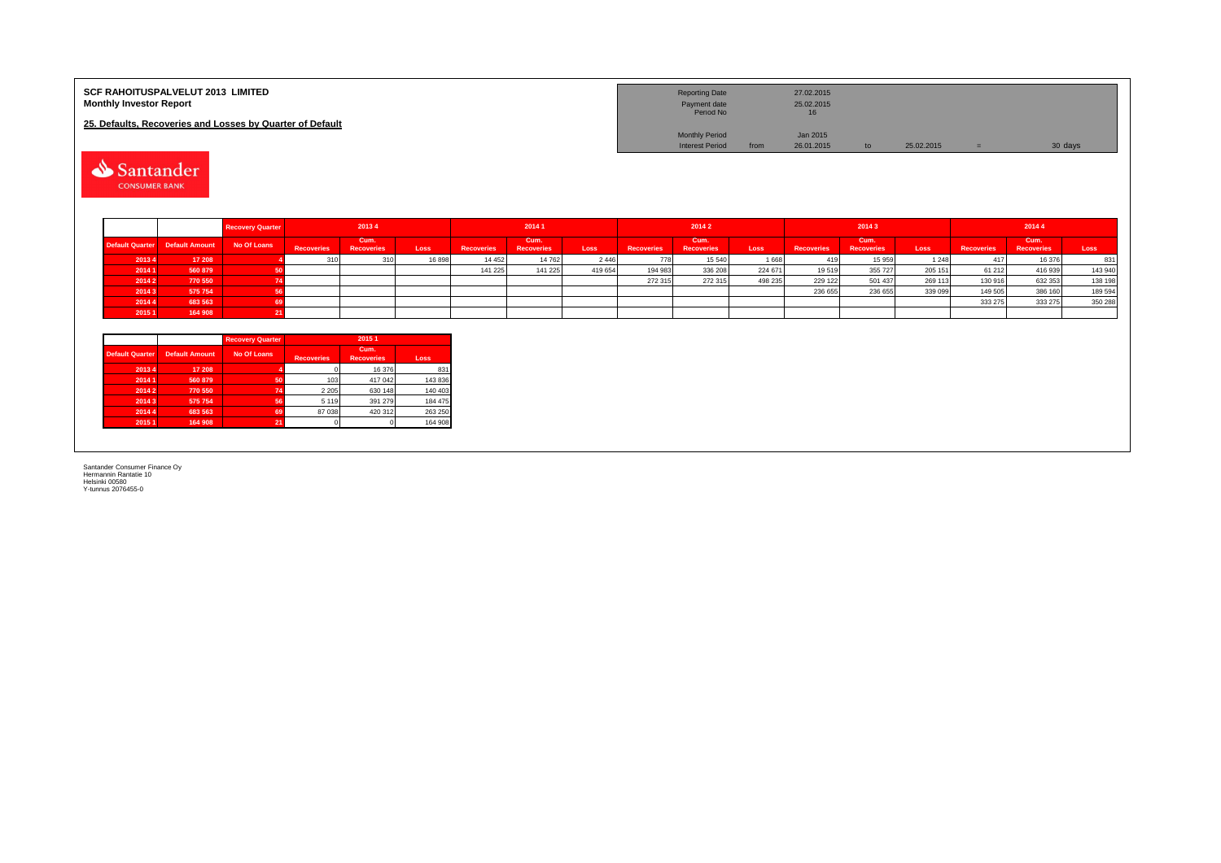**SCF RAHOITUSPALVELUT 2013 LIMITED**
**Monthly Investor Report**

**25. Defaults, Recoveries and Losses by Quarter of Default**

| | | | | | |
|---|---|---|---|---|---|
| Reporting Date | | 27.02.2015 | | | |
| Payment date | | 25.02.2015 | | | |
| Period No | | 16 | | | |
| Monthly Period | | Jan 2015 | | | |
| Interest Period | from | 26.01.2015 | to | 25.02.2015 | = 30 days |

| | | Recovery Quarter | 2013 4 | | | 2014 1 | | | 2014 2 | | | 2014 3 | | | 2014 4 | | |
|---|---|---|---|---|---|---|---|---|---|---|---|---|---|---|---|---|---|
| Default Quarter | Default Amount | No Of Loans | Recoveries | Cum. Recoveries | Loss | Recoveries | Cum. Recoveries | Loss | Recoveries | Cum. Recoveries | Loss | Recoveries | Cum. Recoveries | Loss | Recoveries | Cum. Recoveries | Loss |
| 2013 4 | 17 208 | 4 | 310 | 310 | 16 898 | 14 452 | 14 762 | 2 446 | 778 | 15 540 | 1 668 | 419 | 15 959 | 1 248 | 417 | 16 376 | 831 |
| 2014 1 | 560 879 | 50 | | | | 141 225 | 141 225 | 419 654 | 194 983 | 336 208 | 224 671 | 19 519 | 355 727 | 205 151 | 61 212 | 416 939 | 143 940 |
| 2014 2 | 770 550 | 74 | | | | | | | 272 315 | 272 315 | 498 235 | 229 122 | 501 437 | 269 113 | 130 916 | 632 353 | 138 198 |
| 2014 3 | 575 754 | 56 | | | | | | | | | | 236 655 | 236 655 | 339 099 | 149 505 | 386 160 | 189 594 |
| 2014 4 | 683 563 | 69 | | | | | | | | | | | | | 333 275 | 333 275 | 350 288 |
| 2015 1 | 164 908 | 21 | | | | | | | | | | | | | | | |

| | | Recovery Quarter | 2015 1 | | |
|---|---|---|---|---|---|
| Default Quarter | Default Amount | No Of Loans | Recoveries | Cum. Recoveries | Loss |
| 2013 4 | 17 208 | 4 | 0 | 16 376 | 831 |
| 2014 1 | 560 879 | 50 | 103 | 417 042 | 143 836 |
| 2014 2 | 770 550 | 74 | 2 205 | 630 148 | 140 403 |
| 2014 3 | 575 754 | 56 | 5 119 | 391 279 | 184 475 |
| 2014 4 | 683 563 | 69 | 87 038 | 420 312 | 263 250 |
| 2015 1 | 164 908 | 21 | 0 | 0 | 164 908 |

Santander Consumer Finance Oy
Hermannin Rantatie 10
Helsinki 00580
Y-tunnus 2076455-0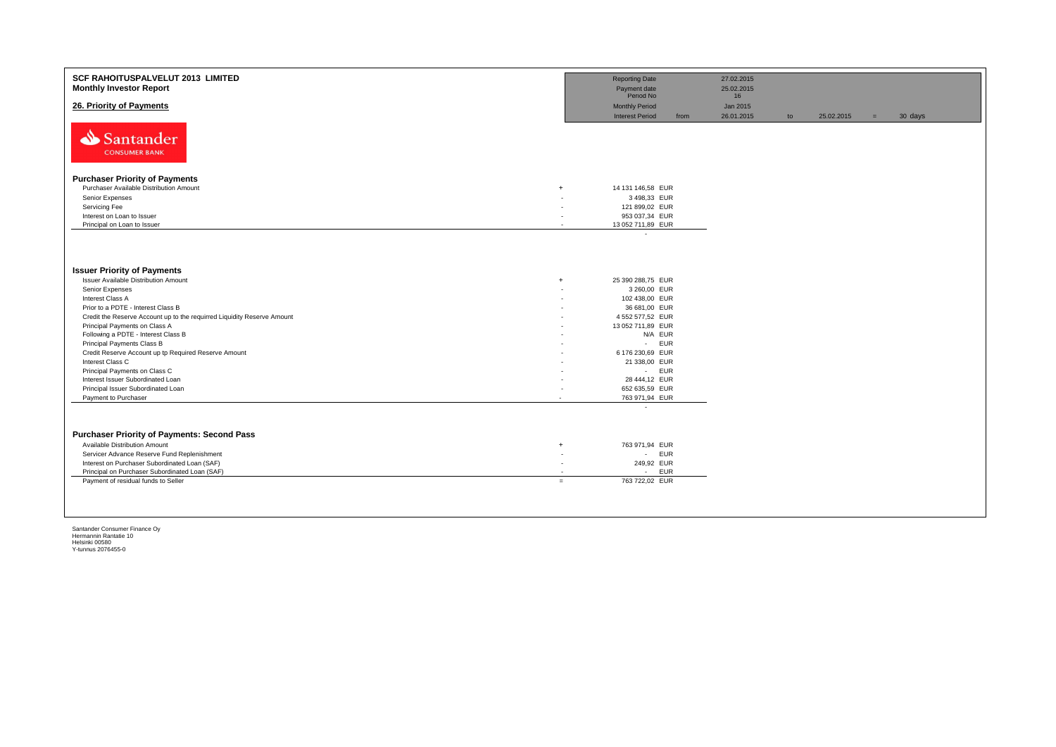**SCF RAHOITUSPALVELUT 2013 LIMITED**
**Monthly Investor Report**

## 26. Priority of Payments

| | | | | | |
|---|---|---|---|---|---|
| Reporting Date | | 27.02.2015 | | | |
| Payment date | | 25.02.2015 | | | |
| Period No | | 16 | | | |
| Monthly Period | | Jan 2015 | | | |
| Interest Period | from | 26.01.2015 | to | 25.02.2015 | = 30 days |

Santander CONSUMER BANK

### Purchaser Priority of Payments

| | | |
|---|---|---|
| Purchaser Available Distribution Amount | + | 14 131 146,58 EUR |
| Senior Expenses | - | 3 498,33 EUR |
| Servicing Fee | - | 121 899,02 EUR |
| Interest on Loan to Issuer | - | 953 037,34 EUR |
| Principal on Loan to Issuer | - | 13 052 711,89 EUR |
| | | - |

### Issuer Priority of Payments

| | | |
|---|---|---|
| Issuer Available Distribution Amount | + | 25 390 288,75 EUR |
| Senior Expenses | - | 3 260,00 EUR |
| Interest Class A | - | 102 438,00 EUR |
| Prior to a PDTE - Interest Class B | - | 36 681,00 EUR |
| Credit the Reserve Account up to the requirred Liquidity Reserve Amount | - | 4 552 577,52 EUR |
| Principal Payments on Class A | - | 13 052 711,89 EUR |
| Following a PDTE - Interest Class B | - | N/A EUR |
| Principal Payments Class B | - | - EUR |
| Credit Reserve Account up tp Required Reserve Amount | - | 6 176 230,69 EUR |
| Interest Class C | - | 21 338,00 EUR |
| Principal Payments on Class C | - | - EUR |
| Interest Issuer Subordinated Loan | - | 28 444,12 EUR |
| Principal Issuer Subordinated Loan | - | 652 635,59 EUR |
| Payment to Purchaser | - | 763 971,94 EUR |
| | | - |

### Purchaser Priority of Payments: Second Pass

| | | |
|---|---|---|
| Available Distribution Amount | + | 763 971,94 EUR |
| Servicer Advance Reserve Fund Replenishment | - | - EUR |
| Interest on Purchaser Subordinated Loan (SAF) | - | 249,92 EUR |
| Principal on Purchaser Subordinated Loan (SAF) | - | - EUR |
| Payment of residual funds to Seller | = | 763 722,02 EUR |

Santander Consumer Finance Oy
Hermannin Rantatie 10
Helsinki 00580
Y-tunnus 2076455-0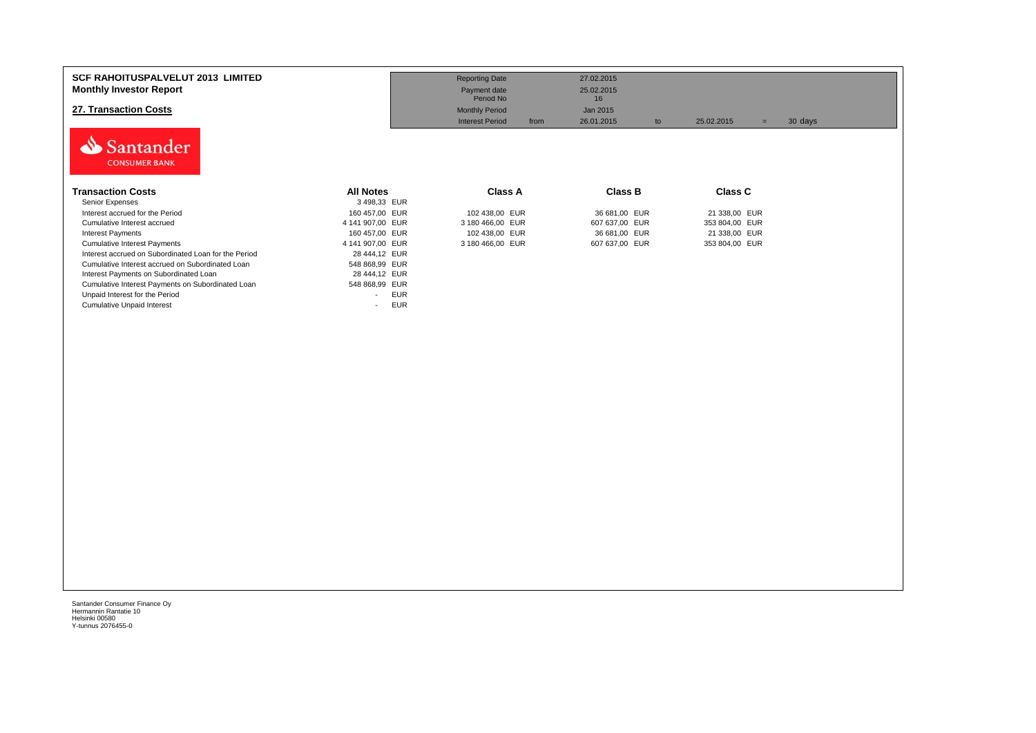**SCF RAHOITUSPALVELUT 2013 LIMITED**
**Monthly Investor Report**

## 27. Transaction Costs

| | | | | | | |
|---|---|---|---|---|---|---|
| Reporting Date | | 27.02.2015 | | | | |
| Payment date | | 25.02.2015 | | | | |
| Period No | | 16 | | | | |
| Monthly Period | | Jan 2015 | | | | |
| Interest Period | from | 26.01.2015 | to | 25.02.2015 | = | 30 days |

| Transaction Costs | All Notes | Class A | Class B | Class C |
|---|---|---|---|---|
| Senior Expenses | 3 498,33 EUR | | | |
| Interest accrued for the Period | 160 457,00 EUR | 102 438,00 EUR | 36 681,00 EUR | 21 338,00 EUR |
| Cumulative Interest accrued | 4 141 907,00 EUR | 3 180 466,00 EUR | 607 637,00 EUR | 353 804,00 EUR |
| Interest Payments | 160 457,00 EUR | 102 438,00 EUR | 36 681,00 EUR | 21 338,00 EUR |
| Cumulative Interest Payments | 4 141 907,00 EUR | 3 180 466,00 EUR | 607 637,00 EUR | 353 804,00 EUR |
| Interest accrued on Subordinated Loan for the Period | 28 444,12 EUR | | | |
| Cumulative Interest accrued on Subordinated Loan | 548 868,99 EUR | | | |
| Interest Payments on Subordinated Loan | 28 444,12 EUR | | | |
| Cumulative Interest Payments on Subordinated Loan | 548 868,99 EUR | | | |
| Unpaid Interest for the Period | - EUR | | | |
| Cumulative Unpaid Interest | - EUR | | | |

Santander Consumer Finance Oy
Hermannin Rantatie 10
Helsinki 00580
Y-tunnus 2076455-0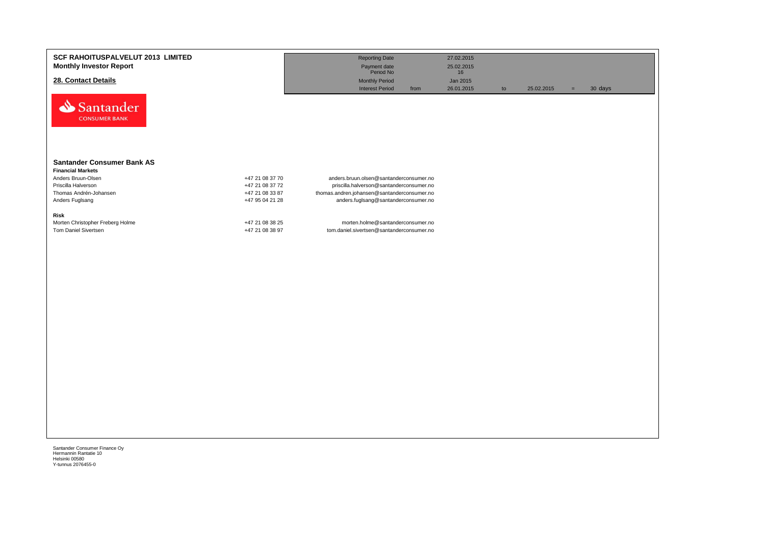**SCF RAHOITUSPALVELUT 2013 LIMITED**
**Monthly Investor Report**

| | | | | | | |
|---|---|---|---|---|---|---|
| Reporting Date | | 27.02.2015 | | | | |
| Payment date | | 25.02.2015 | | | | |
| Period No | | 16 | | | | |
| Monthly Period | | Jan 2015 | | | | |
| Interest Period | from | 26.01.2015 | to | 25.02.2015 | = | 30 days |

## 28. Contact Details

Santander
CONSUMER BANK

### Santander Consumer Bank AS

**Financial Markets**

| | | |
|---|---|---|
| Anders Bruun-Olsen | +47 21 08 37 70 | anders.bruun.olsen@santanderconsumer.no |
| Priscilla Halverson | +47 21 08 37 72 | priscilla.halverson@santanderconsumer.no |
| Thomas Andrén-Johansen | +47 21 08 33 87 | thomas.andren.johansen@santanderconsumer.no |
| Anders Fuglsang | +47 95 04 21 28 | anders.fuglsang@santanderconsumer.no |

**Risk**

| | | |
|---|---|---|
| Morten Christopher Freberg Holme | +47 21 08 38 25 | morten.holme@santanderconsumer.no |
| Tom Daniel Sivertsen | +47 21 08 38 97 | tom.daniel.sivertsen@santanderconsumer.no |

Santander Consumer Finance Oy
Hermannin Rantatie 10
Helsinki 00580
Y-tunnus 2076455-0